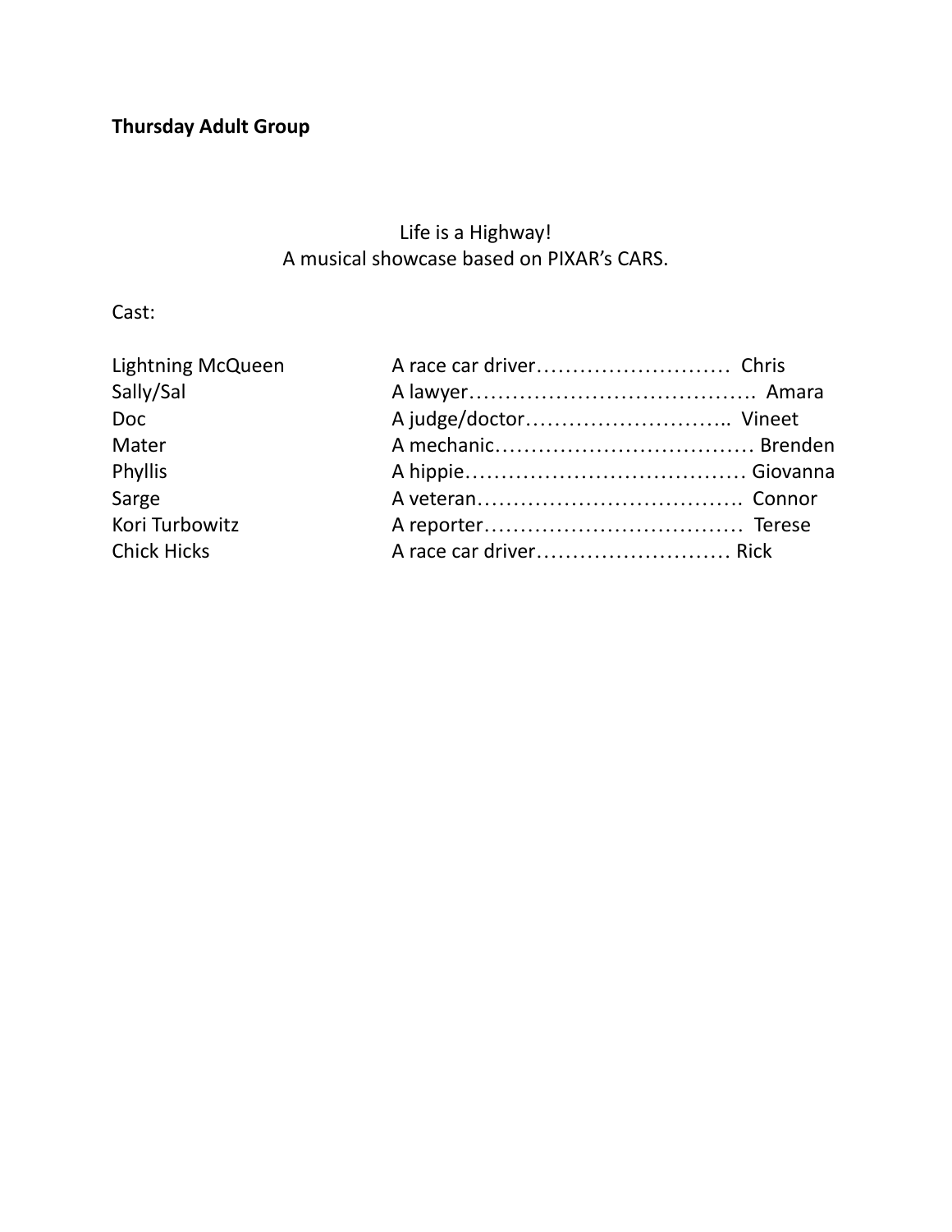**Thursday Adult Group**

Life is a Highway!
A musical showcase based on PIXAR's CARS.

Cast:

Lightning McQueen A race car driver……………………… Chris
Sally/Sal A lawyer…………………………………. Amara
Doc A judge/doctor……………………….. Vineet
Mater A mechanic……………………………… Brenden
Phyllis A hippie………………………………… Giovanna
Sarge A veteran………………………………. Connor
Kori Turbowitz A reporter……………………………… Terese
Chick Hicks A race car driver……………………… Rick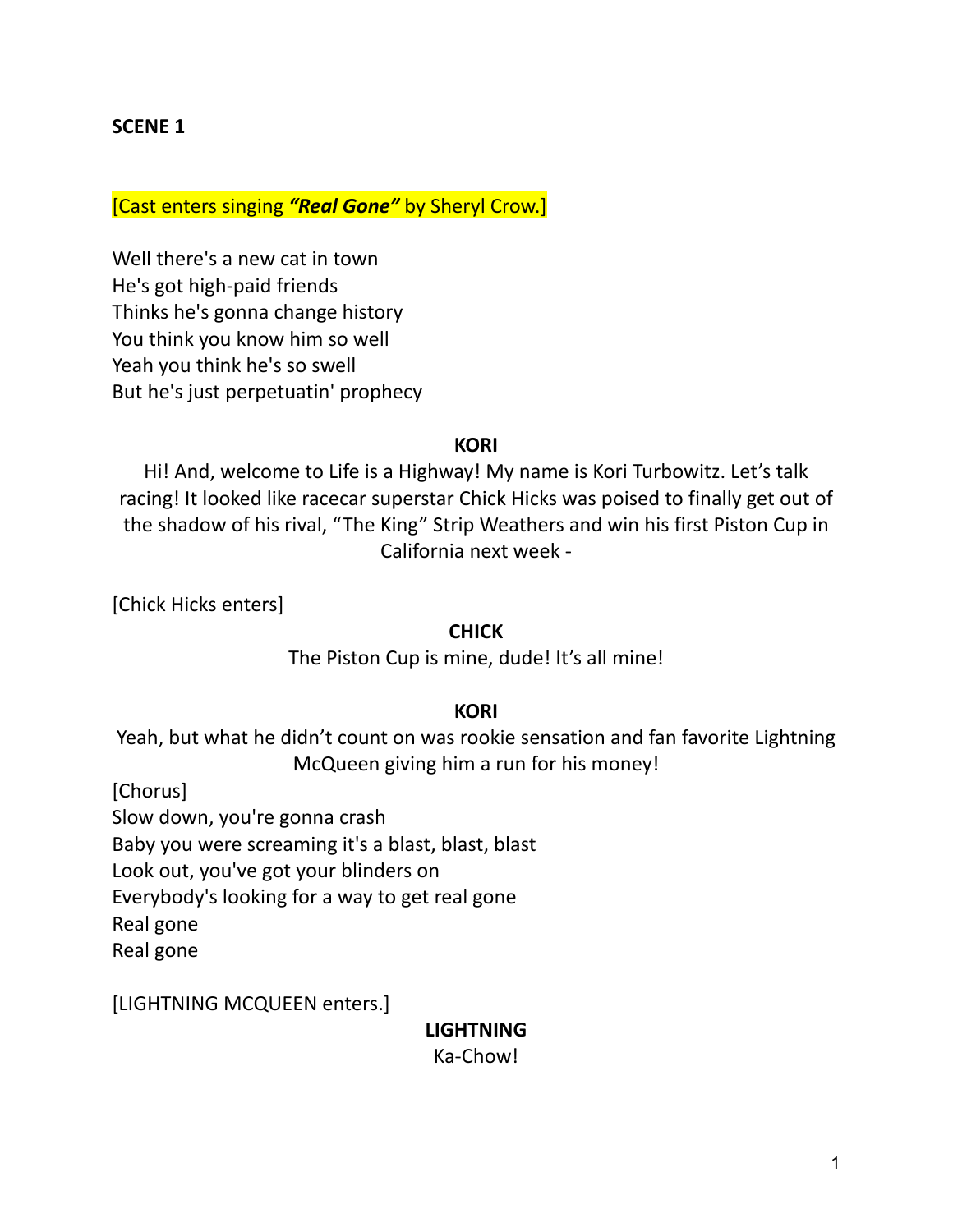**SCENE 1**

[Cast enters singing ***"Real Gone"*** by Sheryl Crow.]

Well there's a new cat in town
He's got high-paid friends
Thinks he's gonna change history
You think you know him so well
Yeah you think he's so swell
But he's just perpetuatin' prophecy

**KORI**

Hi! And, welcome to Life is a Highway! My name is Kori Turbowitz. Let's talk racing! It looked like racecar superstar Chick Hicks was poised to finally get out of the shadow of his rival, "The King" Strip Weathers and win his first Piston Cup in California next week -

[Chick Hicks enters]

**CHICK**

The Piston Cup is mine, dude! It's all mine!

**KORI**

Yeah, but what he didn't count on was rookie sensation and fan favorite Lightning McQueen giving him a run for his money!

[Chorus]
Slow down, you're gonna crash
Baby you were screaming it's a blast, blast, blast
Look out, you've got your blinders on
Everybody's looking for a way to get real gone
Real gone
Real gone

[LIGHTNING MCQUEEN enters.]

**LIGHTNING**

Ka-Chow!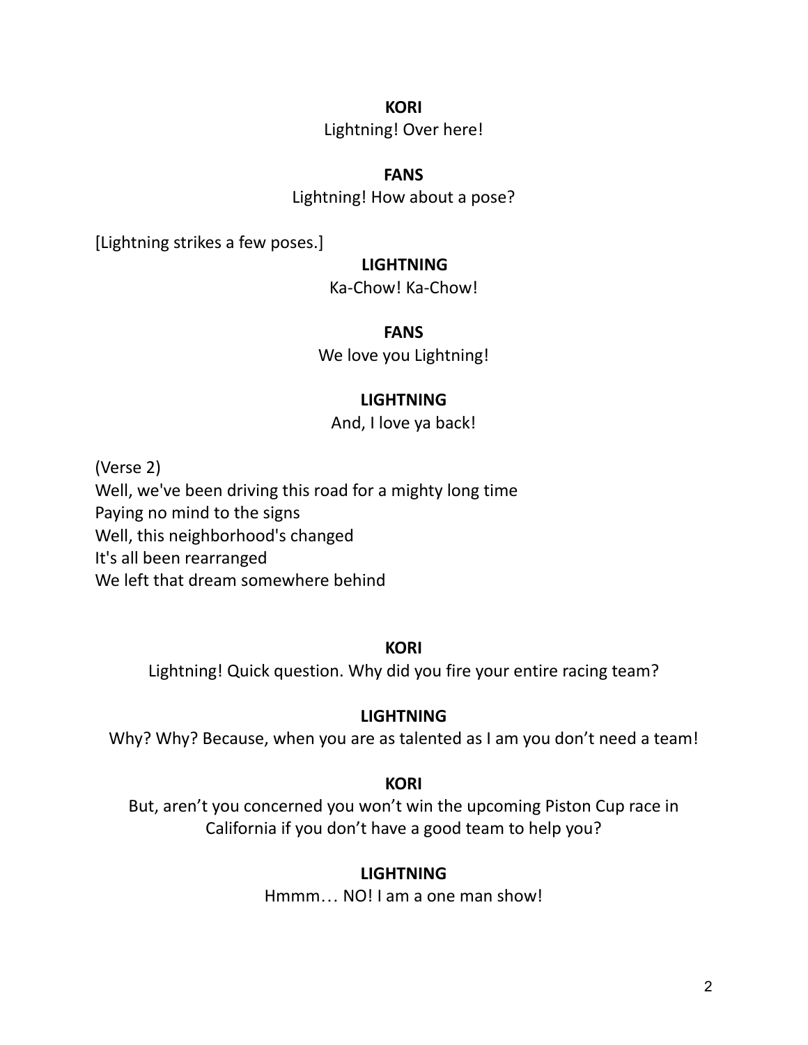**KORI**

Lightning! Over here!

**FANS**

Lightning! How about a pose?

[Lightning strikes a few poses.]

**LIGHTNING**

Ka-Chow! Ka-Chow!

**FANS**

We love you Lightning!

**LIGHTNING**

And, I love ya back!

(Verse 2)
Well, we've been driving this road for a mighty long time
Paying no mind to the signs
Well, this neighborhood's changed
It's all been rearranged
We left that dream somewhere behind

**KORI**

Lightning! Quick question. Why did you fire your entire racing team?

**LIGHTNING**

Why? Why? Because, when you are as talented as I am you don't need a team!

**KORI**

But, aren't you concerned you won't win the upcoming Piston Cup race in California if you don't have a good team to help you?

**LIGHTNING**

Hmmm… NO! I am a one man show!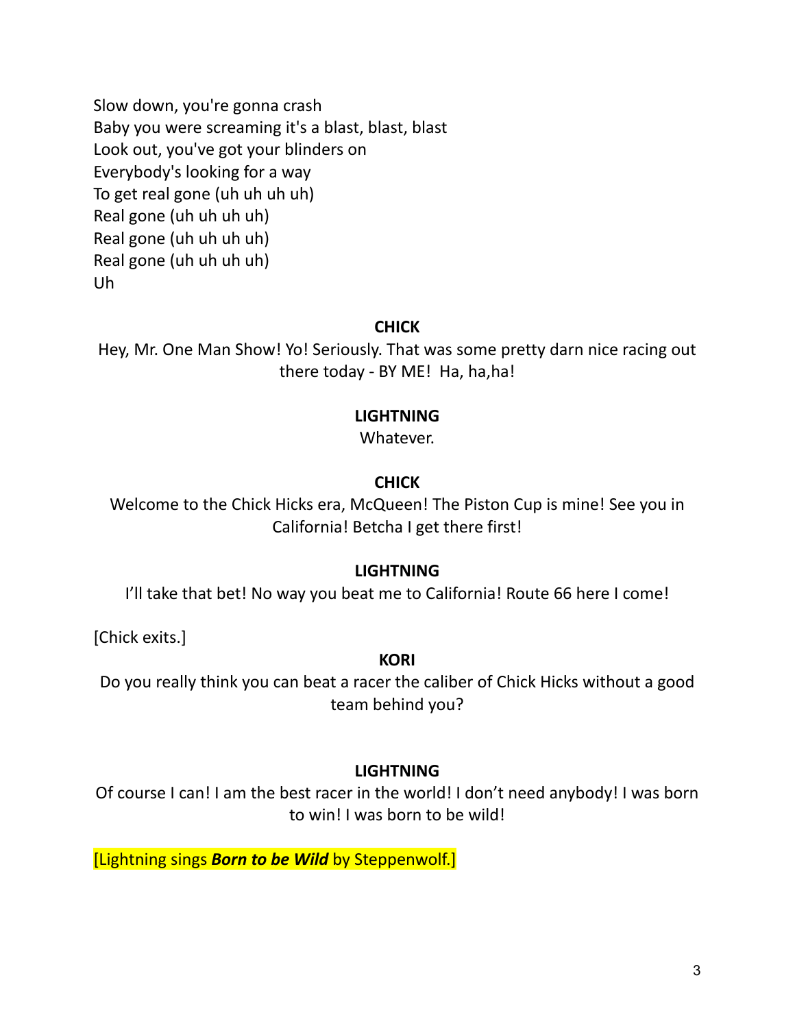Slow down, you're gonna crash
Baby you were screaming it's a blast, blast, blast
Look out, you've got your blinders on
Everybody's looking for a way
To get real gone (uh uh uh uh)
Real gone (uh uh uh uh)
Real gone (uh uh uh uh)
Real gone (uh uh uh uh)
Uh

**CHICK**

Hey, Mr. One Man Show! Yo! Seriously. That was some pretty darn nice racing out there today - BY ME! Ha, ha,ha!

**LIGHTNING**

Whatever.

**CHICK**

Welcome to the Chick Hicks era, McQueen! The Piston Cup is mine! See you in California! Betcha I get there first!

**LIGHTNING**

I'll take that bet! No way you beat me to California! Route 66 here I come!

[Chick exits.]

**KORI**

Do you really think you can beat a racer the caliber of Chick Hicks without a good team behind you?

**LIGHTNING**

Of course I can! I am the best racer in the world! I don't need anybody! I was born to win! I was born to be wild!

[Lightning sings ***Born to be Wild*** by Steppenwolf.]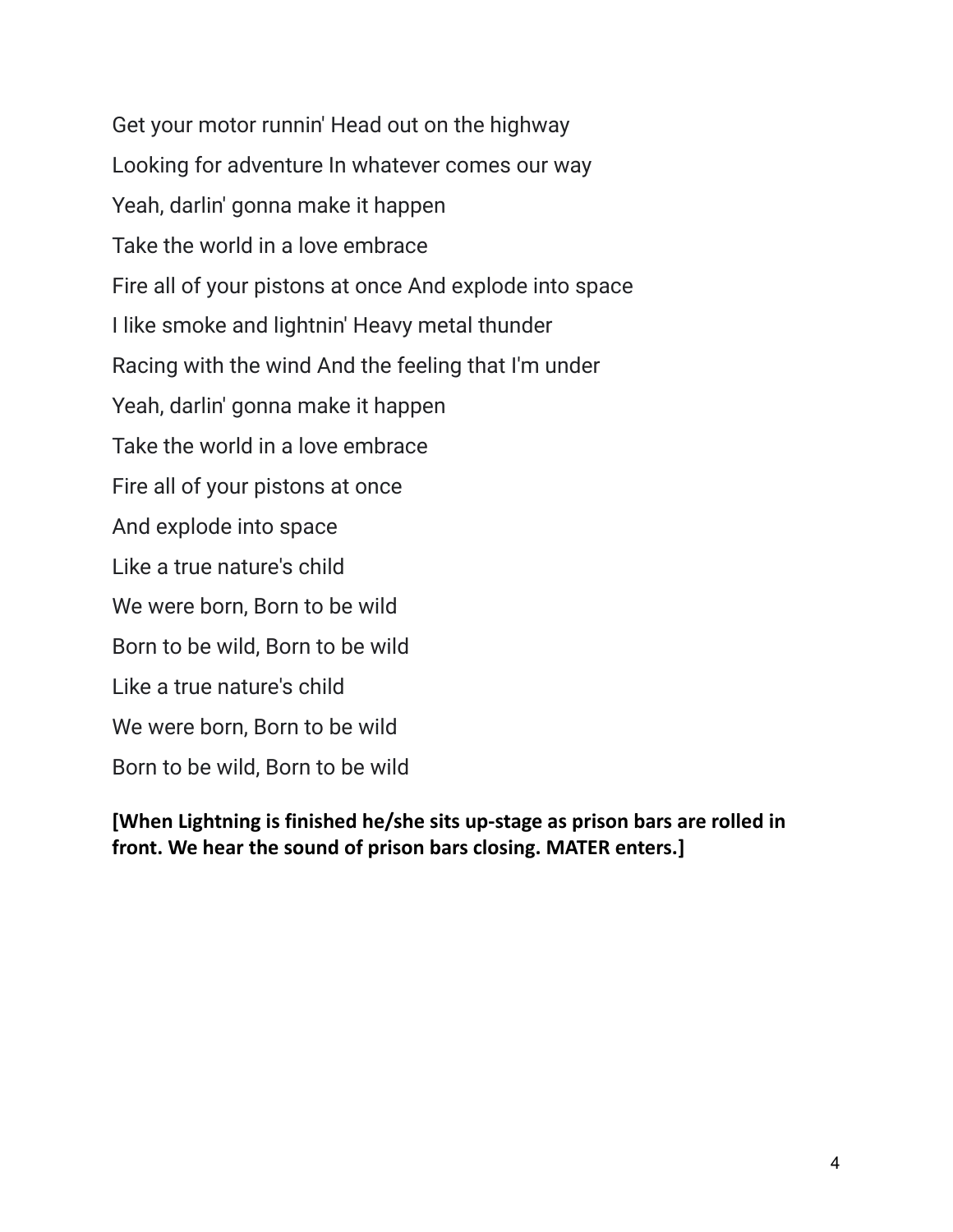Get your motor runnin' Head out on the highway

Looking for adventure In whatever comes our way

Yeah, darlin' gonna make it happen

Take the world in a love embrace

Fire all of your pistons at once And explode into space

I like smoke and lightnin' Heavy metal thunder

Racing with the wind And the feeling that I'm under

Yeah, darlin' gonna make it happen

Take the world in a love embrace

Fire all of your pistons at once

And explode into space

Like a true nature's child

We were born, Born to be wild

Born to be wild, Born to be wild

Like a true nature's child

We were born, Born to be wild

Born to be wild, Born to be wild

**[When Lightning is finished he/she sits up-stage as prison bars are rolled in front. We hear the sound of prison bars closing. MATER enters.]**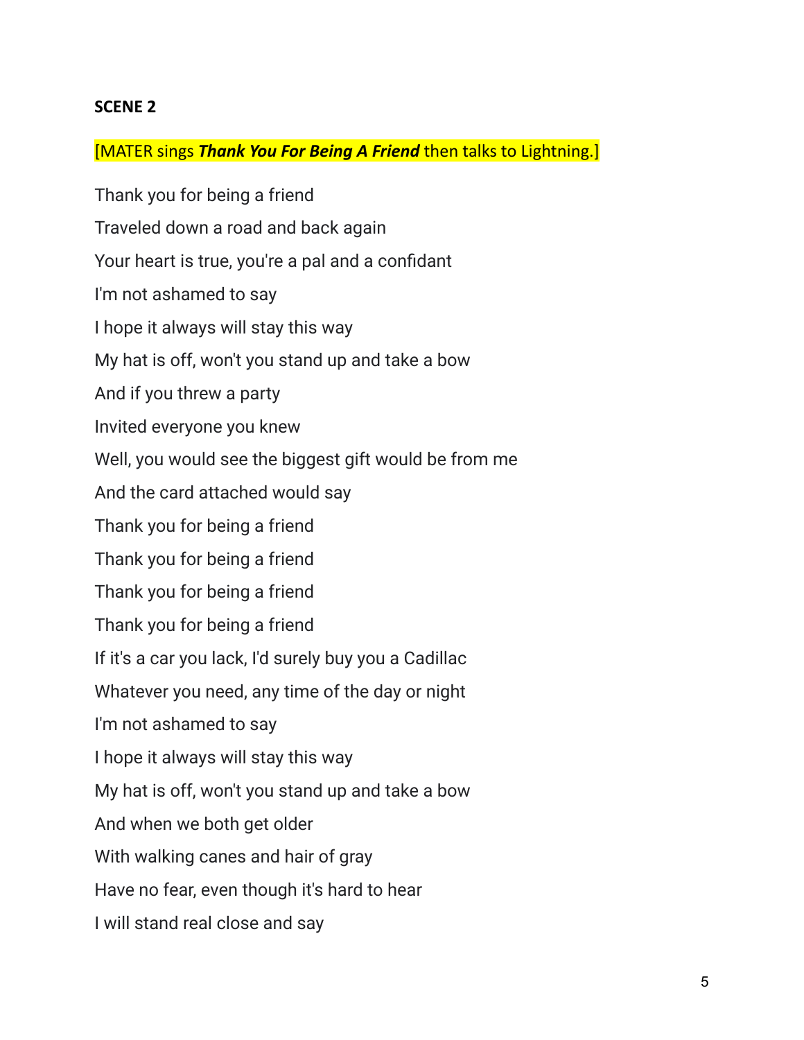**SCENE 2**

[MATER sings ***Thank You For Being A Friend*** then talks to Lightning.]

Thank you for being a friend

Traveled down a road and back again

Your heart is true, you're a pal and a confidant

I'm not ashamed to say

I hope it always will stay this way

My hat is off, won't you stand up and take a bow

And if you threw a party

Invited everyone you knew

Well, you would see the biggest gift would be from me

And the card attached would say

Thank you for being a friend

Thank you for being a friend

Thank you for being a friend

Thank you for being a friend

If it's a car you lack, I'd surely buy you a Cadillac

Whatever you need, any time of the day or night

I'm not ashamed to say

I hope it always will stay this way

My hat is off, won't you stand up and take a bow

And when we both get older

With walking canes and hair of gray

Have no fear, even though it's hard to hear

I will stand real close and say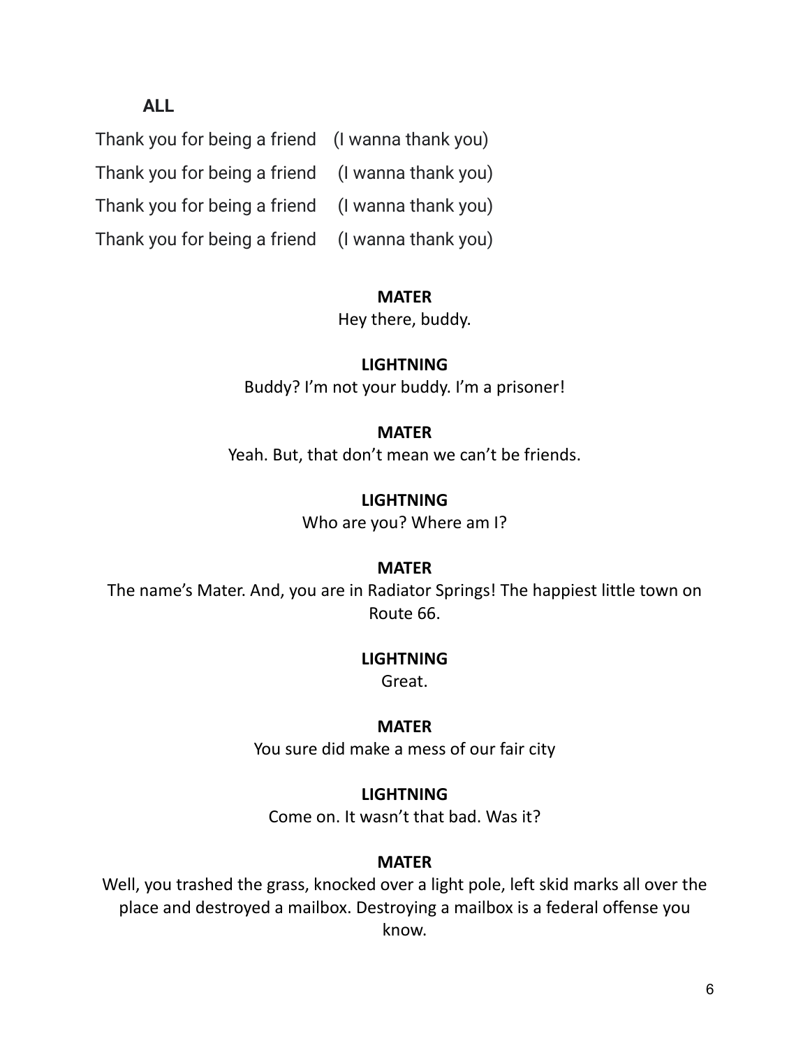**ALL**

Thank you for being a friend (I wanna thank you)

Thank you for being a friend (I wanna thank you)

Thank you for being a friend (I wanna thank you)

Thank you for being a friend (I wanna thank you)

**MATER**

Hey there, buddy.

**LIGHTNING**

Buddy? I'm not your buddy. I'm a prisoner!

**MATER**

Yeah. But, that don't mean we can't be friends.

**LIGHTNING**

Who are you? Where am I?

**MATER**

The name's Mater. And, you are in Radiator Springs! The happiest little town on Route 66.

**LIGHTNING**

Great.

**MATER**

You sure did make a mess of our fair city

**LIGHTNING**

Come on. It wasn't that bad. Was it?

**MATER**

Well, you trashed the grass, knocked over a light pole, left skid marks all over the place and destroyed a mailbox. Destroying a mailbox is a federal offense you know.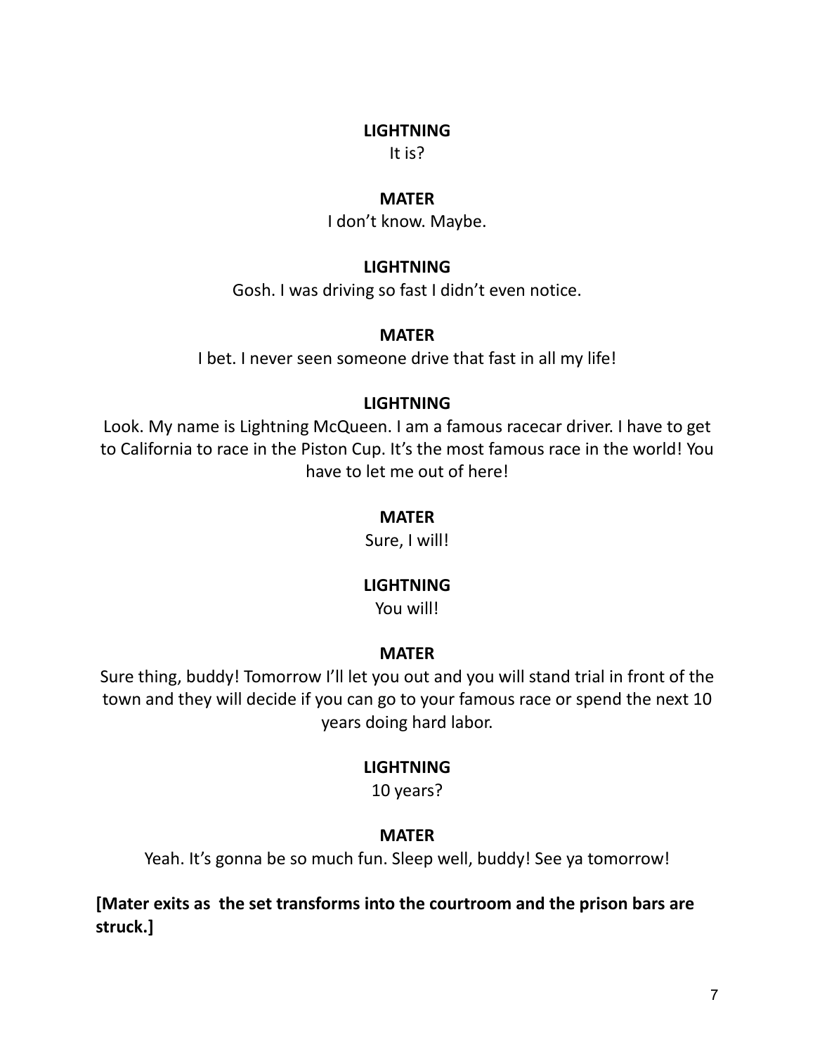**LIGHTNING**

It is?

**MATER**

I don't know. Maybe.

**LIGHTNING**

Gosh. I was driving so fast I didn't even notice.

**MATER**

I bet. I never seen someone drive that fast in all my life!

**LIGHTNING**

Look. My name is Lightning McQueen. I am a famous racecar driver. I have to get to California to race in the Piston Cup. It's the most famous race in the world! You have to let me out of here!

**MATER**

Sure, I will!

**LIGHTNING**

You will!

**MATER**

Sure thing, buddy! Tomorrow I'll let you out and you will stand trial in front of the town and they will decide if you can go to your famous race or spend the next 10 years doing hard labor.

**LIGHTNING**

10 years?

**MATER**

Yeah. It's gonna be so much fun. Sleep well, buddy! See ya tomorrow!

**[Mater exits as the set transforms into the courtroom and the prison bars are struck.]**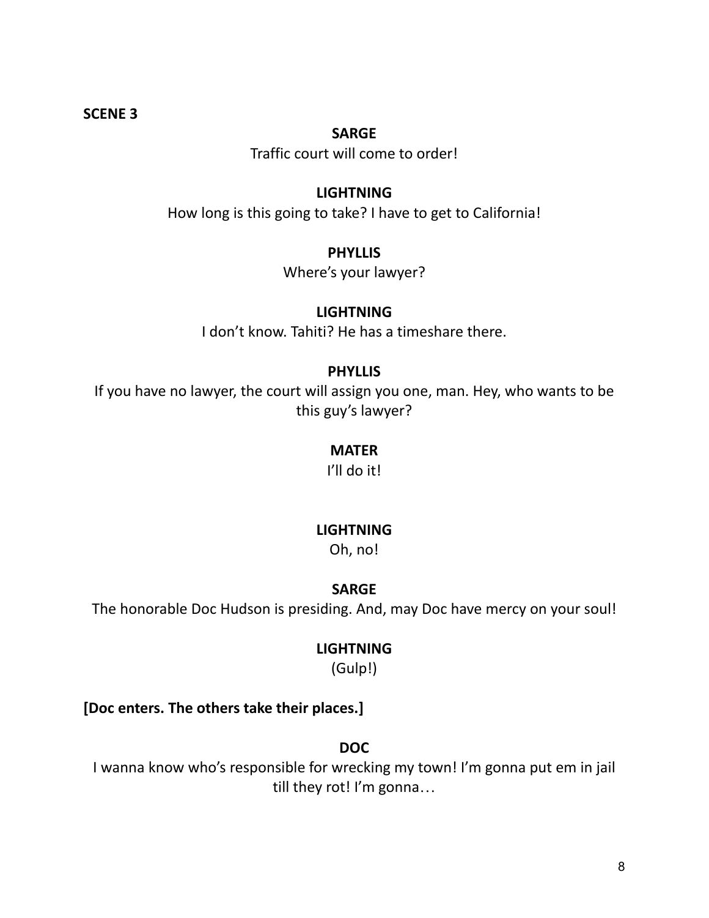**SCENE 3**

**SARGE**

Traffic court will come to order!

**LIGHTNING**

How long is this going to take? I have to get to California!

**PHYLLIS**

Where's your lawyer?

**LIGHTNING**

I don't know. Tahiti? He has a timeshare there.

**PHYLLIS**

If you have no lawyer, the court will assign you one, man. Hey, who wants to be this guy's lawyer?

**MATER**

I'll do it!

**LIGHTNING**

Oh, no!

**SARGE**

The honorable Doc Hudson is presiding. And, may Doc have mercy on your soul!

**LIGHTNING**

(Gulp!)

**[Doc enters. The others take their places.]**

**DOC**

I wanna know who's responsible for wrecking my town! I'm gonna put em in jail till they rot! I'm gonna…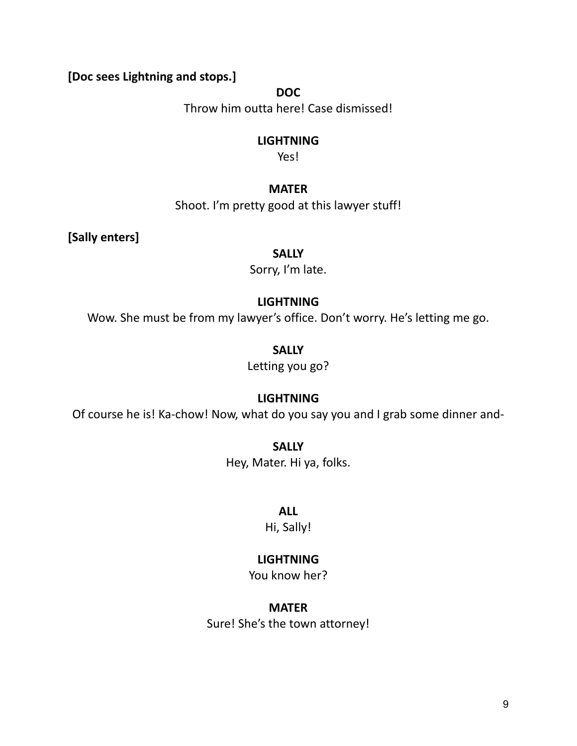**[Doc sees Lightning and stops.]**

**DOC**

Throw him outta here! Case dismissed!

**LIGHTNING**

Yes!

**MATER**

Shoot. I'm pretty good at this lawyer stuff!

**[Sally enters]**

**SALLY**

Sorry, I'm late.

**LIGHTNING**

Wow. She must be from my lawyer's office. Don't worry. He's letting me go.

**SALLY**

Letting you go?

**LIGHTNING**

Of course he is! Ka-chow! Now, what do you say you and I grab some dinner and-

**SALLY**

Hey, Mater. Hi ya, folks.

**ALL**

Hi, Sally!

**LIGHTNING**

You know her?

**MATER**

Sure! She's the town attorney!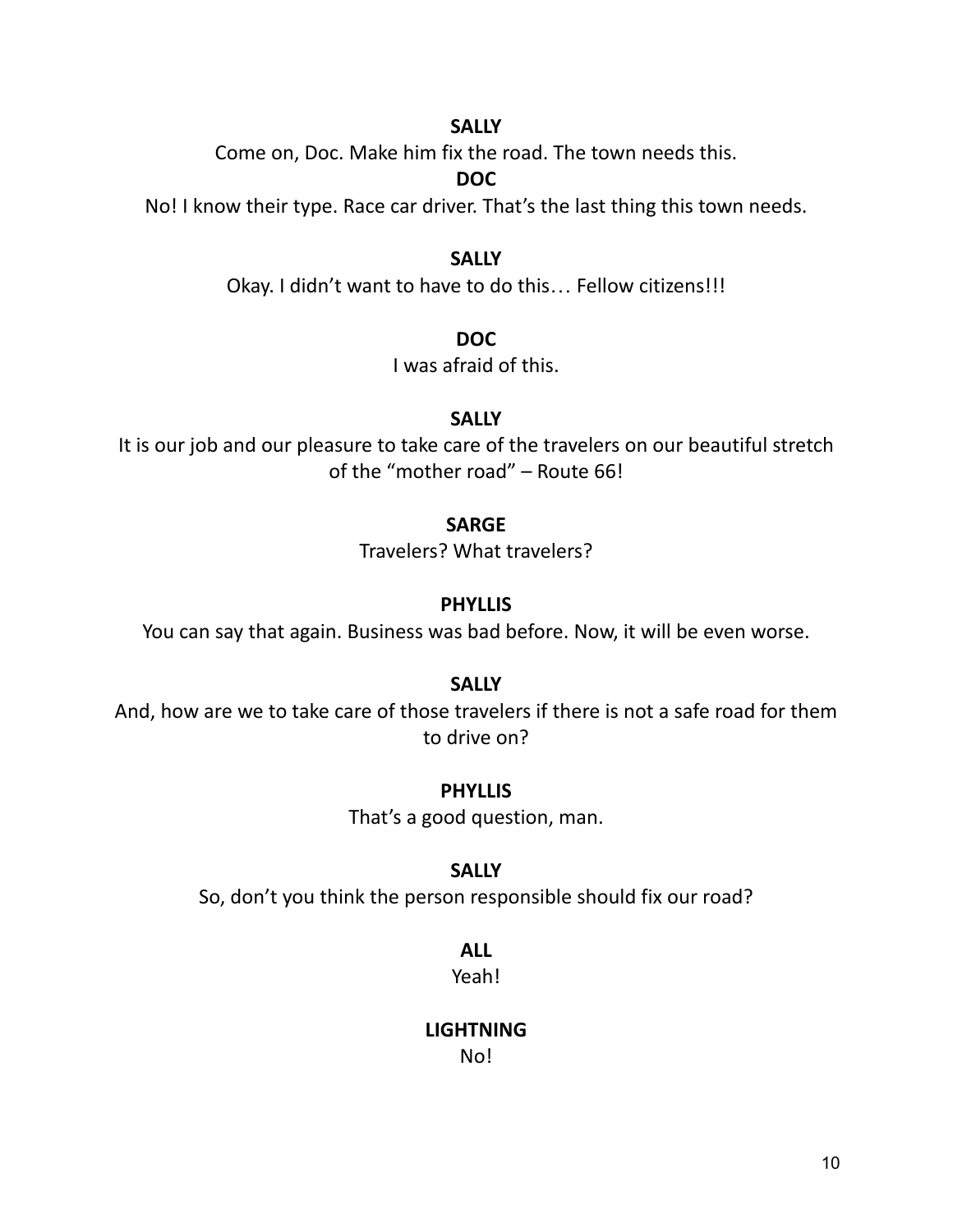**SALLY**

Come on, Doc. Make him fix the road. The town needs this.

**DOC**

No! I know their type. Race car driver. That's the last thing this town needs.

**SALLY**

Okay. I didn't want to have to do this… Fellow citizens!!!

**DOC**

I was afraid of this.

**SALLY**

It is our job and our pleasure to take care of the travelers on our beautiful stretch of the "mother road" – Route 66!

**SARGE**

Travelers? What travelers?

**PHYLLIS**

You can say that again. Business was bad before. Now, it will be even worse.

**SALLY**

And, how are we to take care of those travelers if there is not a safe road for them to drive on?

**PHYLLIS**

That's a good question, man.

**SALLY**

So, don't you think the person responsible should fix our road?

**ALL**

Yeah!

**LIGHTNING**

No!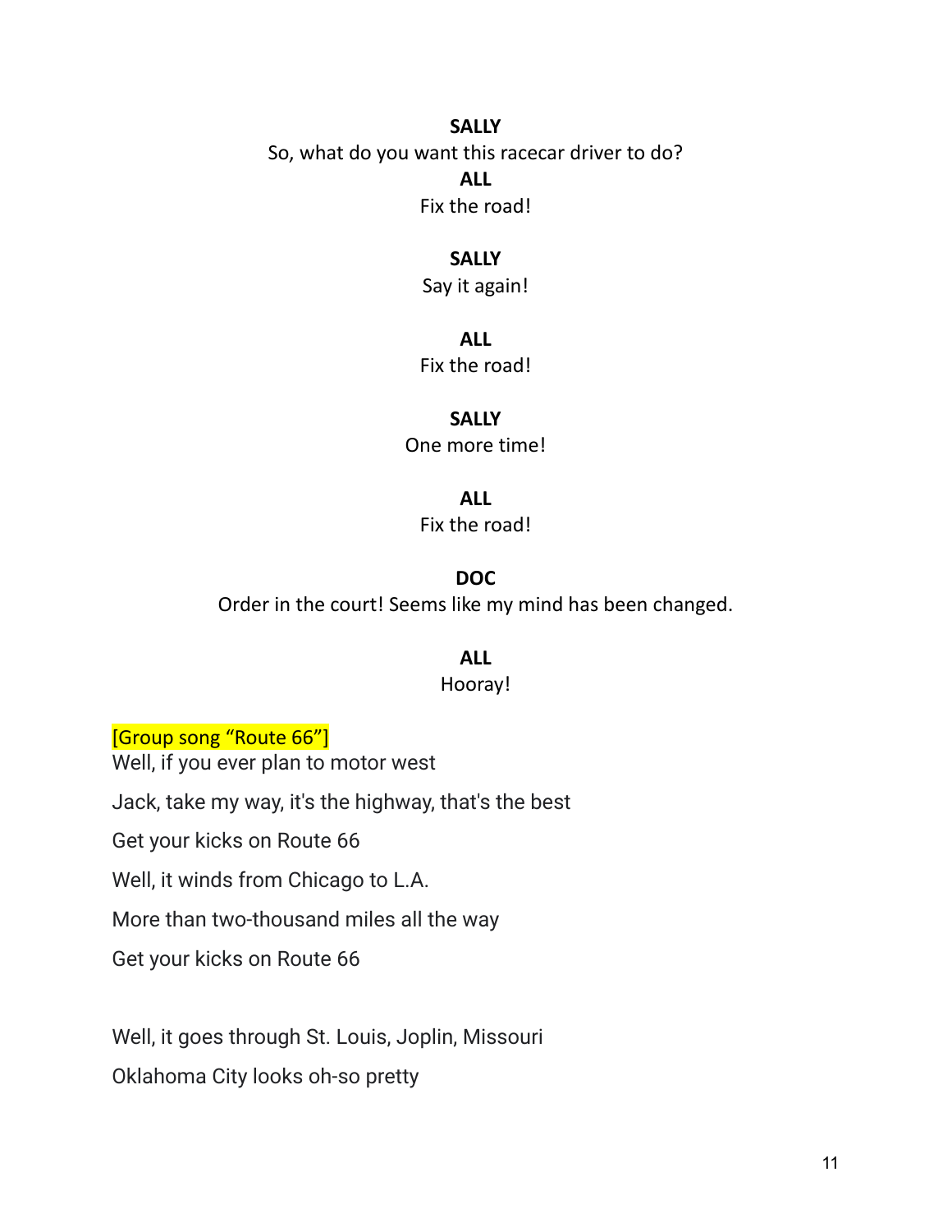**SALLY**

So, what do you want this racecar driver to do?

**ALL**

Fix the road!

**SALLY**

Say it again!

**ALL**

Fix the road!

**SALLY**

One more time!

**ALL**

Fix the road!

**DOC**

Order in the court! Seems like my mind has been changed.

**ALL**

Hooray!

[Group song "Route 66"]

Well, if you ever plan to motor west

Jack, take my way, it's the highway, that's the best

Get your kicks on Route 66

Well, it winds from Chicago to L.A.

More than two-thousand miles all the way

Get your kicks on Route 66

Well, it goes through St. Louis, Joplin, Missouri

Oklahoma City looks oh-so pretty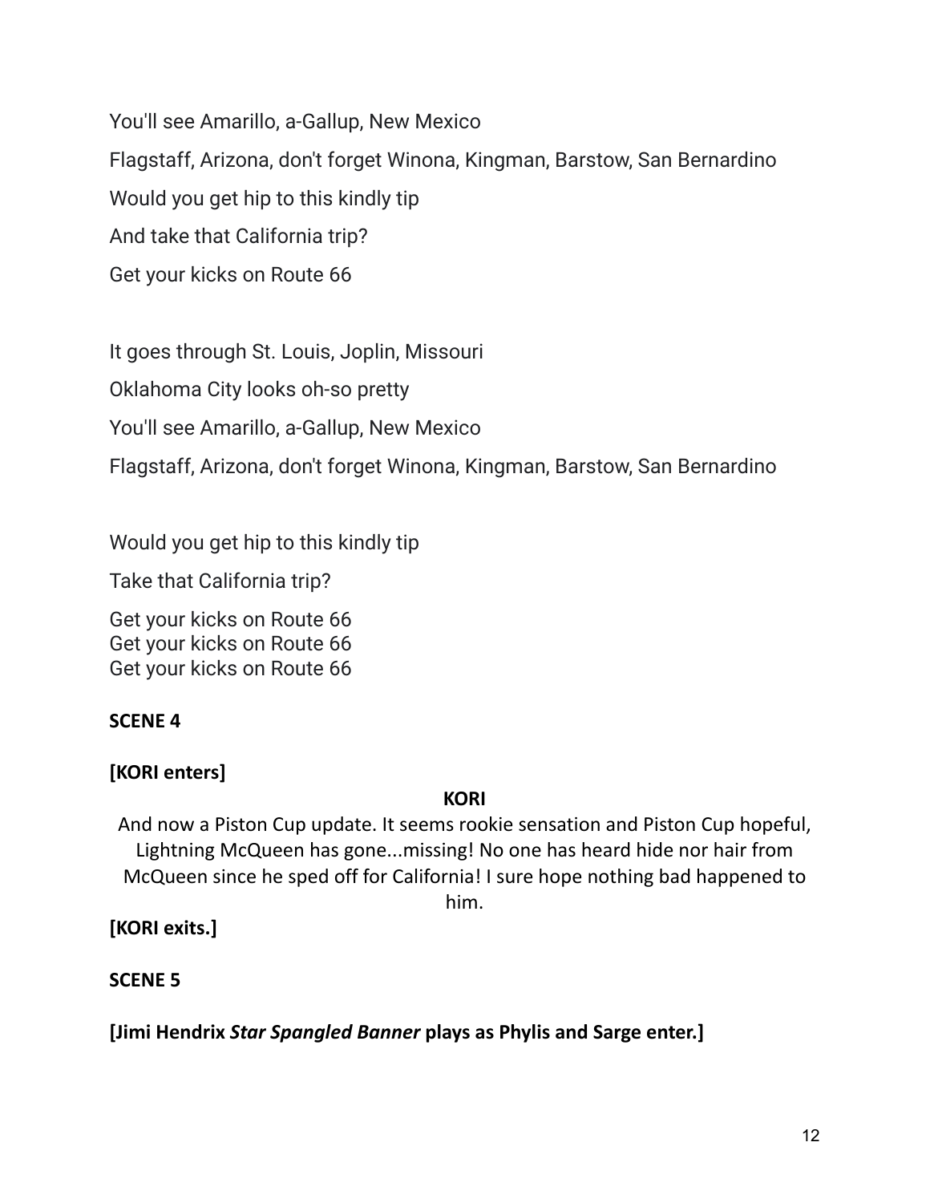You'll see Amarillo, a-Gallup, New Mexico

Flagstaff, Arizona, don't forget Winona, Kingman, Barstow, San Bernardino

Would you get hip to this kindly tip

And take that California trip?

Get your kicks on Route 66

It goes through St. Louis, Joplin, Missouri

Oklahoma City looks oh-so pretty

You'll see Amarillo, a-Gallup, New Mexico

Flagstaff, Arizona, don't forget Winona, Kingman, Barstow, San Bernardino

Would you get hip to this kindly tip

Take that California trip?

Get your kicks on Route 66
Get your kicks on Route 66
Get your kicks on Route 66

**SCENE 4**

**[KORI enters]**

**KORI**

And now a Piston Cup update. It seems rookie sensation and Piston Cup hopeful, Lightning McQueen has gone...missing! No one has heard hide nor hair from McQueen since he sped off for California! I sure hope nothing bad happened to him.

**[KORI exits.]**

**SCENE 5**

**[Jimi Hendrix *Star Spangled Banner* plays as Phylis and Sarge enter.]**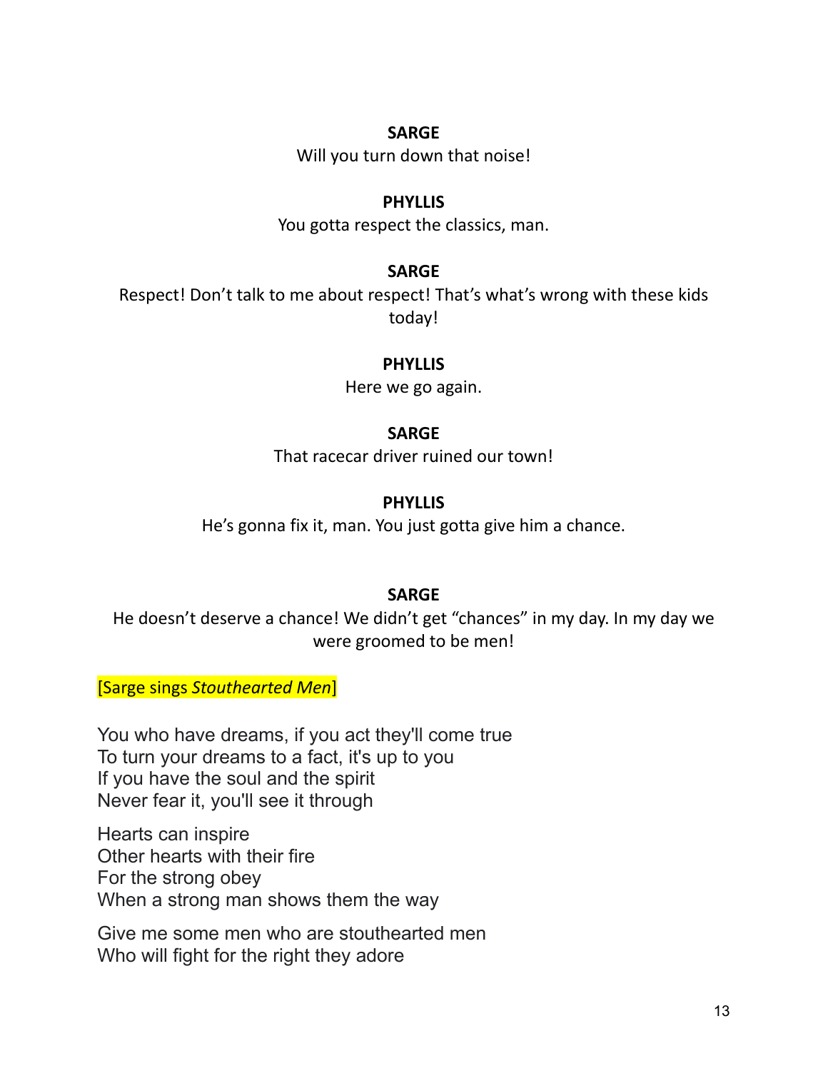**SARGE**

Will you turn down that noise!

**PHYLLIS**

You gotta respect the classics, man.

**SARGE**

Respect! Don't talk to me about respect! That's what's wrong with these kids today!

**PHYLLIS**

Here we go again.

**SARGE**

That racecar driver ruined our town!

**PHYLLIS**

He's gonna fix it, man. You just gotta give him a chance.

**SARGE**

He doesn't deserve a chance! We didn't get "chances" in my day. In my day we were groomed to be men!

[Sarge sings *Stouthearted Men*]

You who have dreams, if you act they'll come true
To turn your dreams to a fact, it's up to you
If you have the soul and the spirit
Never fear it, you'll see it through

Hearts can inspire
Other hearts with their fire
For the strong obey
When a strong man shows them the way

Give me some men who are stouthearted men
Who will fight for the right they adore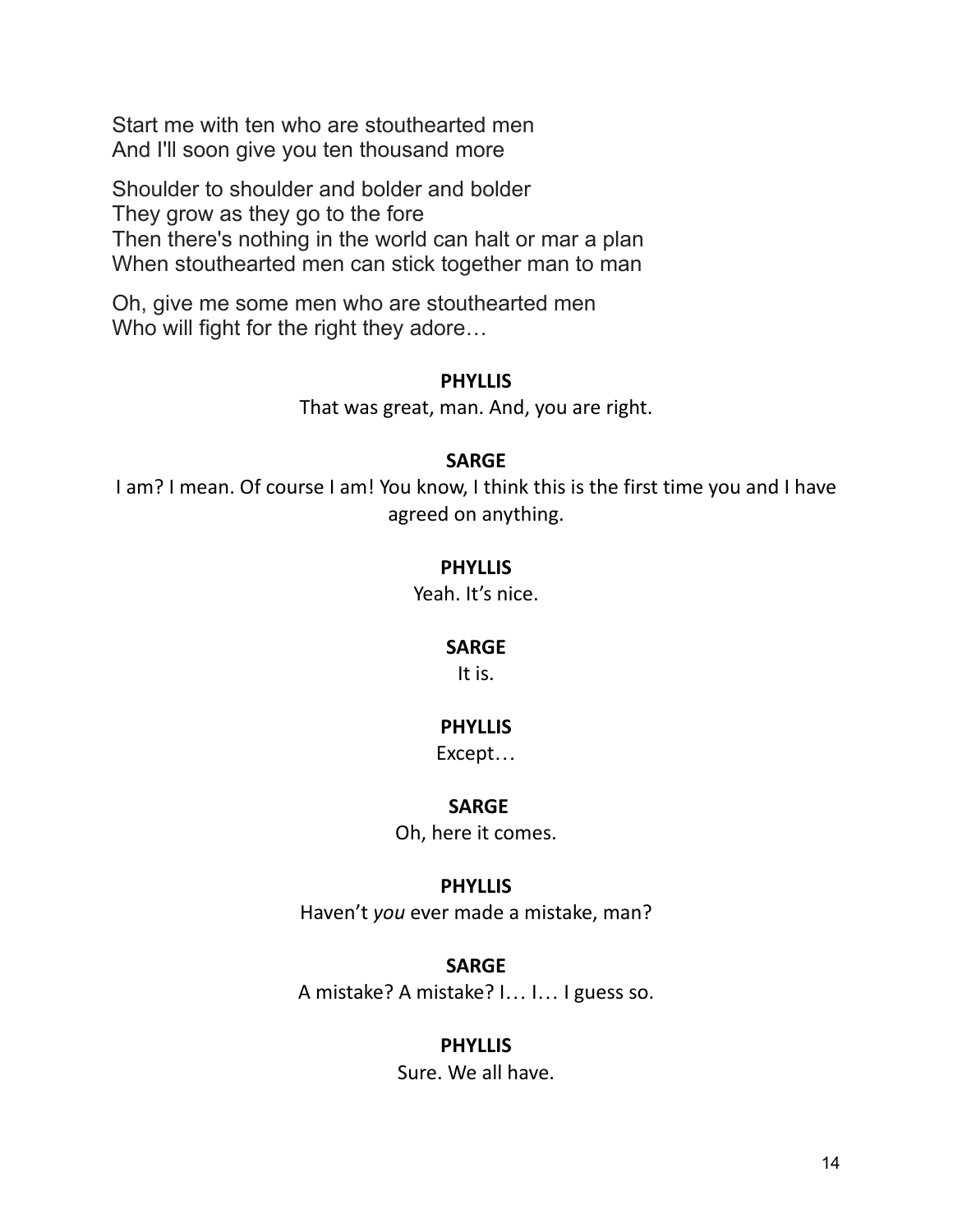Start me with ten who are stouthearted men
And I'll soon give you ten thousand more

Shoulder to shoulder and bolder and bolder
They grow as they go to the fore
Then there's nothing in the world can halt or mar a plan
When stouthearted men can stick together man to man

Oh, give me some men who are stouthearted men
Who will fight for the right they adore…

**PHYLLIS**

That was great, man. And, you are right.

**SARGE**

I am? I mean. Of course I am! You know, I think this is the first time you and I have agreed on anything.

**PHYLLIS**

Yeah. It's nice.

**SARGE**

It is.

**PHYLLIS**

Except…

**SARGE**

Oh, here it comes.

**PHYLLIS**

Haven't *you* ever made a mistake, man?

**SARGE**

A mistake? A mistake? I… I… I guess so.

**PHYLLIS**

Sure. We all have.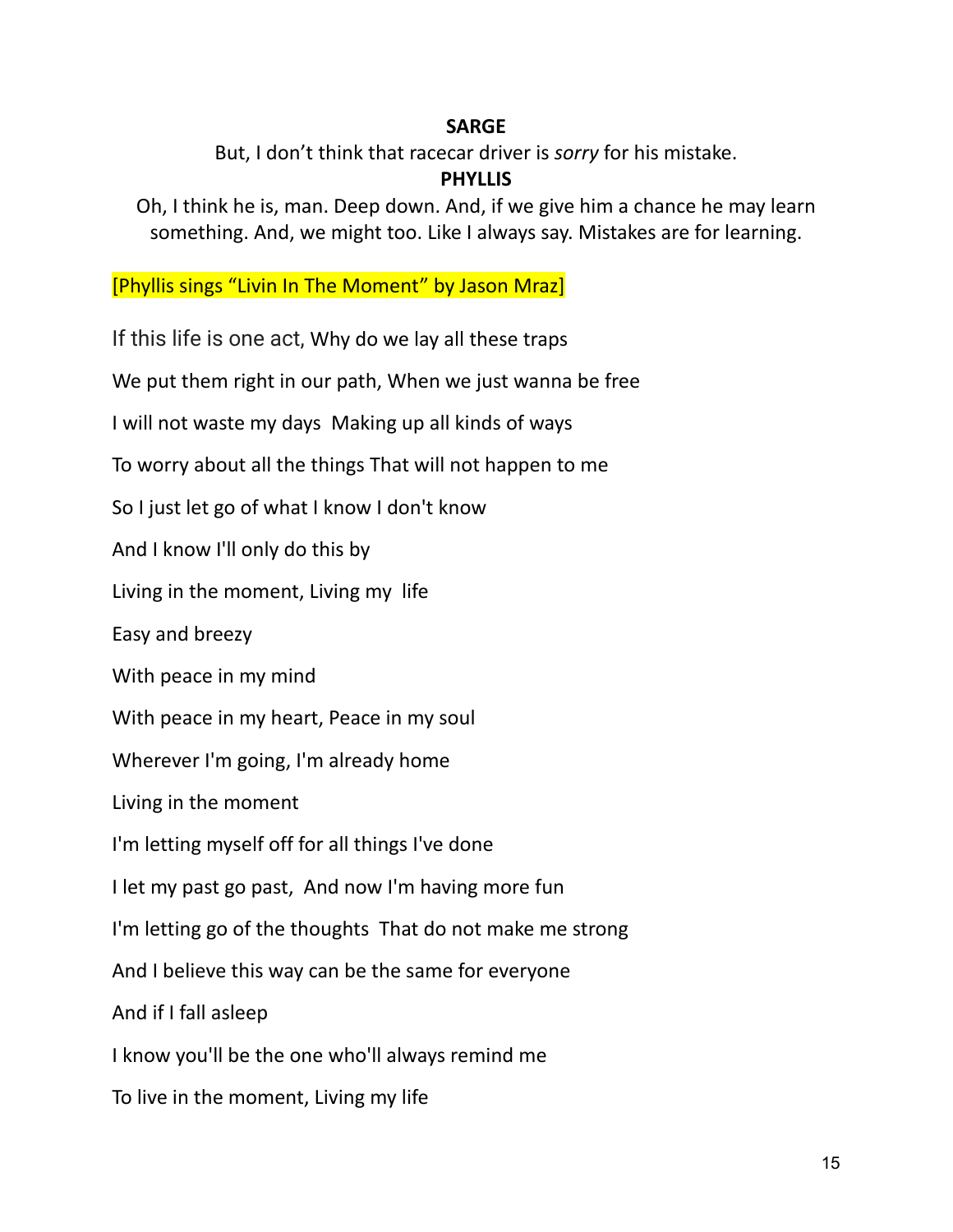**SARGE**

But, I don't think that racecar driver is *sorry* for his mistake.

**PHYLLIS**

Oh, I think he is, man. Deep down. And, if we give him a chance he may learn something. And, we might too. Like I always say. Mistakes are for learning.

[Phyllis sings "Livin In The Moment" by Jason Mraz]

If this life is one act, Why do we lay all these traps

We put them right in our path, When we just wanna be free

I will not waste my days  Making up all kinds of ways

To worry about all the things That will not happen to me

So I just let go of what I know I don't know

And I know I'll only do this by

Living in the moment, Living my  life

Easy and breezy

With peace in my mind

With peace in my heart, Peace in my soul

Wherever I'm going, I'm already home

Living in the moment

I'm letting myself off for all things I've done

I let my past go past,  And now I'm having more fun

I'm letting go of the thoughts  That do not make me strong

And I believe this way can be the same for everyone

And if I fall asleep

I know you'll be the one who'll always remind me

To live in the moment, Living my life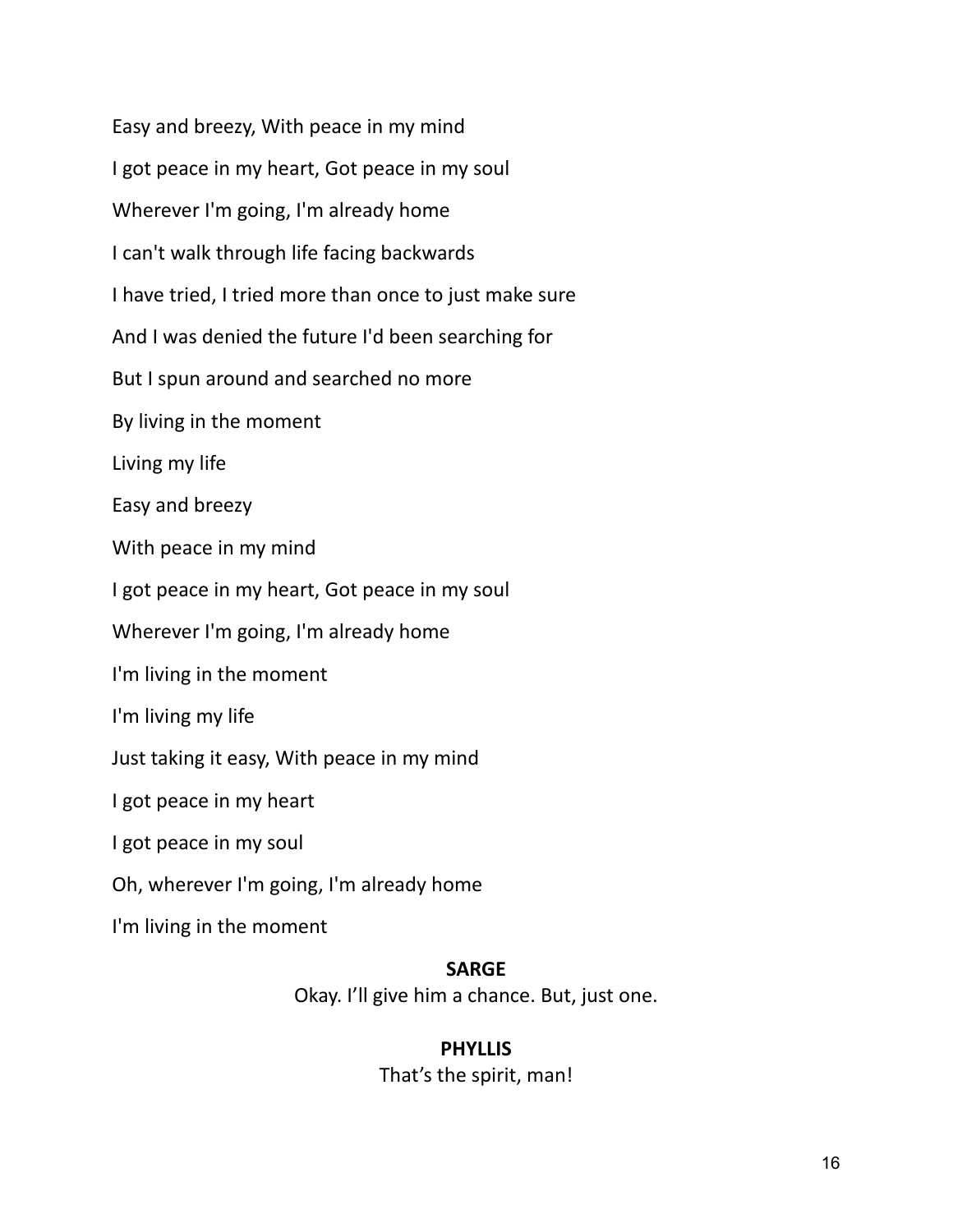Easy and breezy, With peace in my mind

I got peace in my heart, Got peace in my soul

Wherever I'm going, I'm already home

I can't walk through life facing backwards

I have tried, I tried more than once to just make sure

And I was denied the future I'd been searching for

But I spun around and searched no more

By living in the moment

Living my life

Easy and breezy

With peace in my mind

I got peace in my heart, Got peace in my soul

Wherever I'm going, I'm already home

I'm living in the moment

I'm living my life

Just taking it easy, With peace in my mind

I got peace in my heart

I got peace in my soul

Oh, wherever I'm going, I'm already home

I'm living in the moment

**SARGE**

Okay. I'll give him a chance. But, just one.

**PHYLLIS**

That's the spirit, man!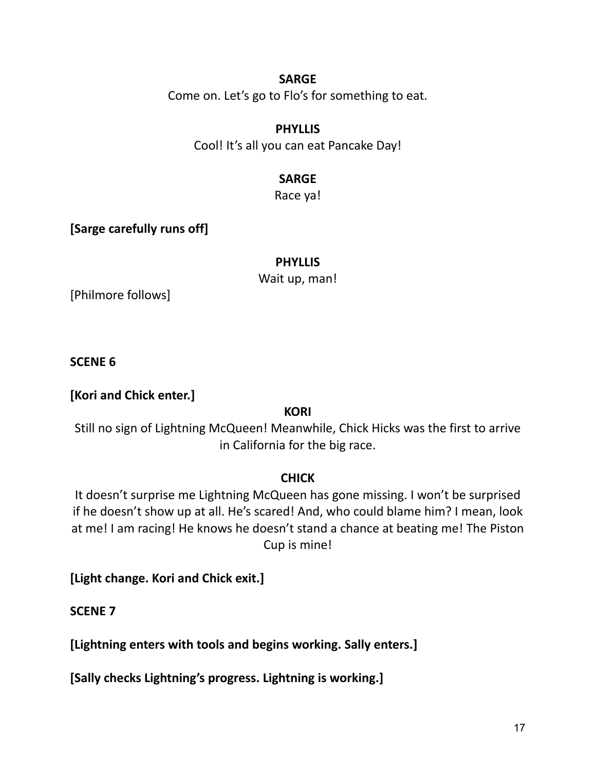**SARGE**

Come on. Let's go to Flo's for something to eat.

**PHYLLIS**

Cool! It's all you can eat Pancake Day!

**SARGE**

Race ya!

**[Sarge carefully runs off]**

**PHYLLIS**

Wait up, man!

[Philmore follows]

**SCENE 6**

**[Kori and Chick enter.]**

**KORI**

Still no sign of Lightning McQueen! Meanwhile, Chick Hicks was the first to arrive in California for the big race.

**CHICK**

It doesn't surprise me Lightning McQueen has gone missing. I won't be surprised if he doesn't show up at all. He's scared! And, who could blame him? I mean, look at me! I am racing! He knows he doesn't stand a chance at beating me! The Piston Cup is mine!

**[Light change. Kori and Chick exit.]**

**SCENE 7**

**[Lightning enters with tools and begins working. Sally enters.]**

**[Sally checks Lightning's progress. Lightning is working.]**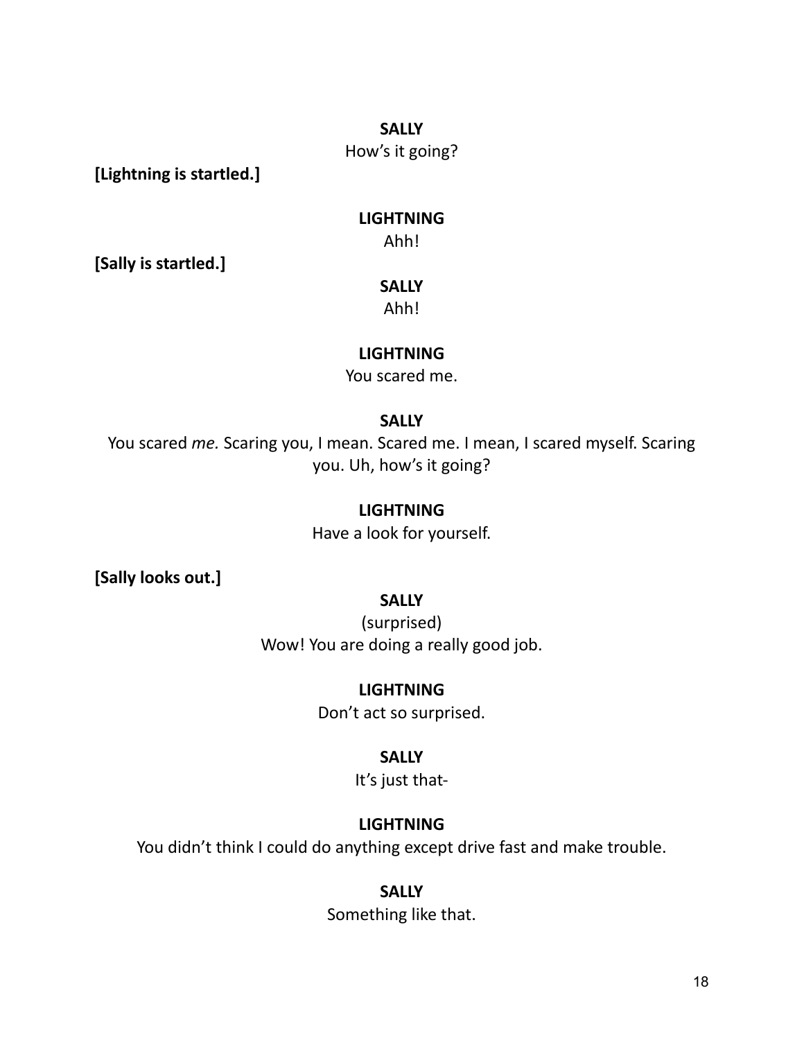**SALLY**

How's it going?

**[Lightning is startled.]**

**LIGHTNING**

Ahh!

**[Sally is startled.]**

**SALLY**

Ahh!

**LIGHTNING**

You scared me.

**SALLY**

You scared *me.* Scaring you, I mean. Scared me. I mean, I scared myself. Scaring you. Uh, how's it going?

**LIGHTNING**

Have a look for yourself.

**[Sally looks out.]**

**SALLY**

(surprised)

Wow! You are doing a really good job.

**LIGHTNING**

Don't act so surprised.

**SALLY**

It's just that-

**LIGHTNING**

You didn't think I could do anything except drive fast and make trouble.

**SALLY**

Something like that.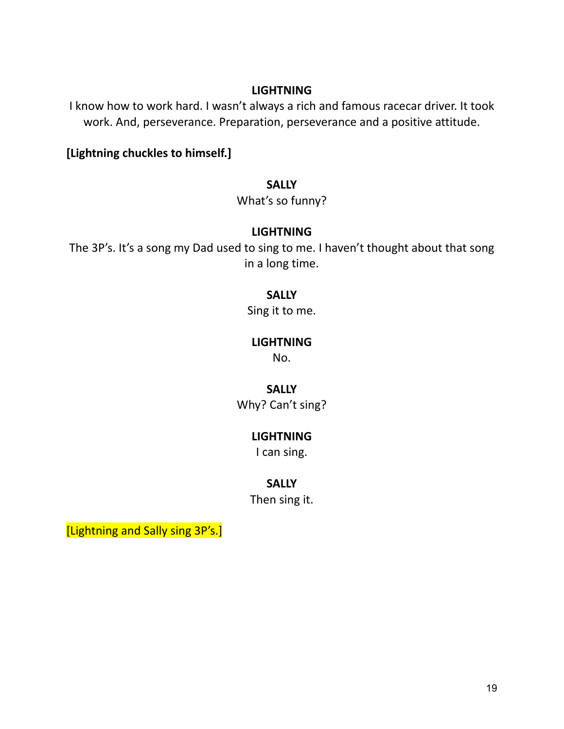**LIGHTNING**

I know how to work hard. I wasn't always a rich and famous racecar driver. It took work. And, perseverance. Preparation, perseverance and a positive attitude.

**[Lightning chuckles to himself.]**

**SALLY**

What's so funny?

**LIGHTNING**

The 3P's. It's a song my Dad used to sing to me. I haven't thought about that song in a long time.

**SALLY**

Sing it to me.

**LIGHTNING**

No.

**SALLY**

Why? Can't sing?

**LIGHTNING**

I can sing.

**SALLY**

Then sing it.

[Lightning and Sally sing 3P's.]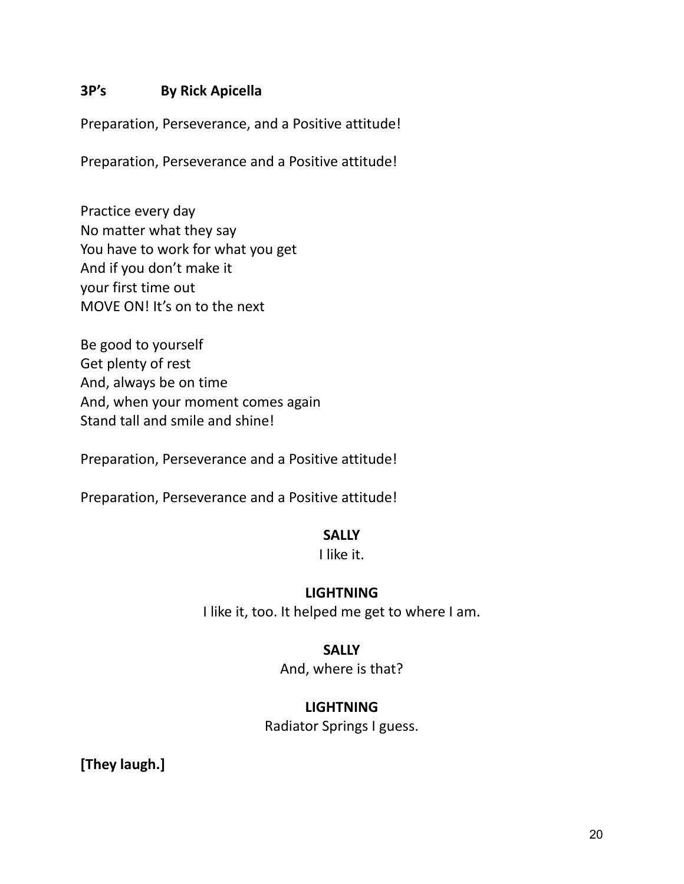**3P's By Rick Apicella**

Preparation, Perseverance, and a Positive attitude!

Preparation, Perseverance and a Positive attitude!

Practice every day  
No matter what they say  
You have to work for what you get  
And if you don't make it  
your first time out  
MOVE ON! It's on to the next

Be good to yourself  
Get plenty of rest  
And, always be on time  
And, when your moment comes again  
Stand tall and smile and shine!

Preparation, Perseverance and a Positive attitude!

Preparation, Perseverance and a Positive attitude!

**SALLY**

I like it.

**LIGHTNING**

I like it, too. It helped me get to where I am.

**SALLY**

And, where is that?

**LIGHTNING**

Radiator Springs I guess.

**[They laugh.]**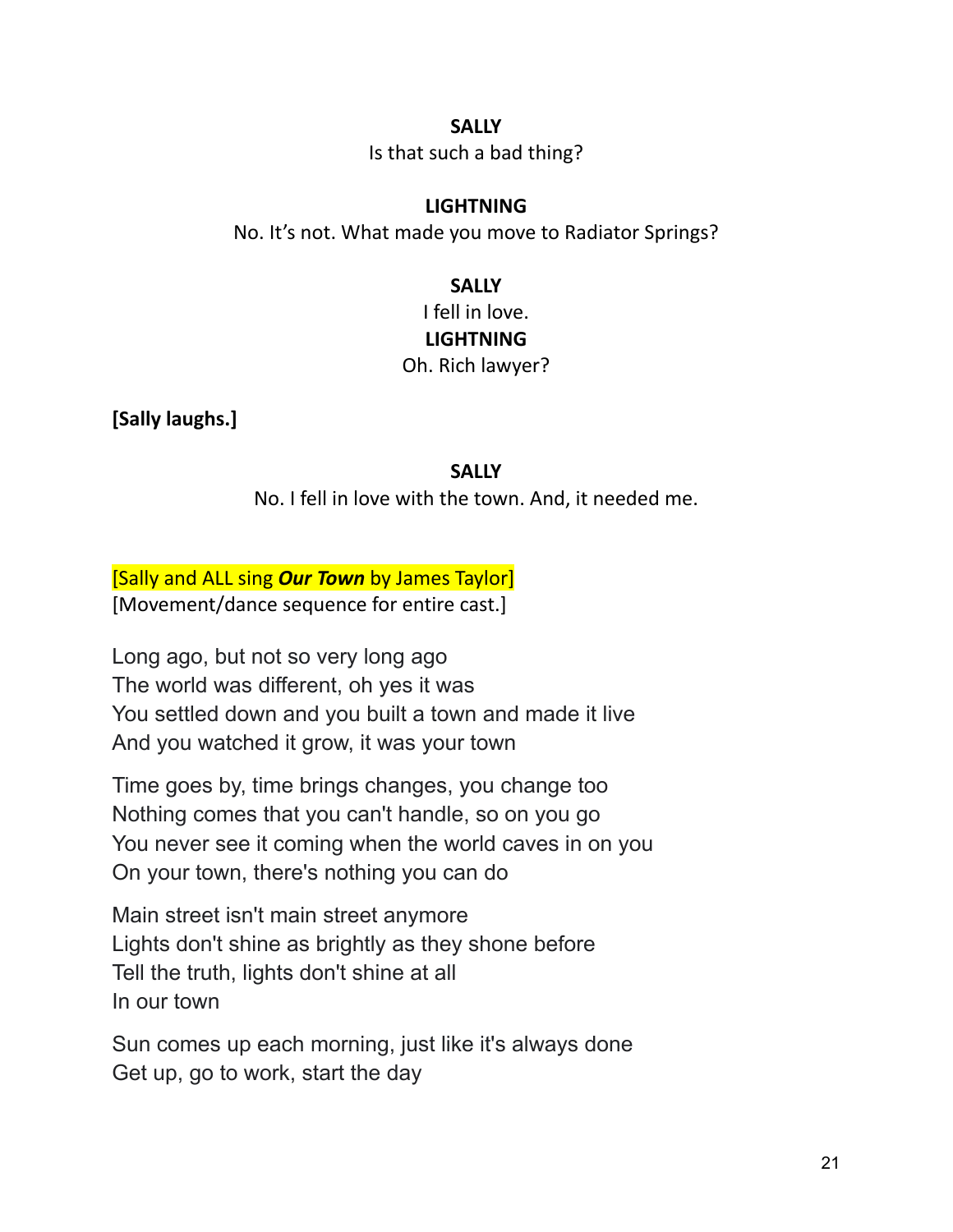**SALLY**
Is that such a bad thing?

**LIGHTNING**
No. It's not. What made you move to Radiator Springs?

**SALLY**
I fell in love.

**LIGHTNING**
Oh. Rich lawyer?

**[Sally laughs.]**

**SALLY**
No. I fell in love with the town. And, it needed me.

[Sally and ALL sing ***Our Town*** by James Taylor]
[Movement/dance sequence for entire cast.]

Long ago, but not so very long ago
The world was different, oh yes it was
You settled down and you built a town and made it live
And you watched it grow, it was your town

Time goes by, time brings changes, you change too
Nothing comes that you can't handle, so on you go
You never see it coming when the world caves in on you
On your town, there's nothing you can do

Main street isn't main street anymore
Lights don't shine as brightly as they shone before
Tell the truth, lights don't shine at all
In our town

Sun comes up each morning, just like it's always done
Get up, go to work, start the day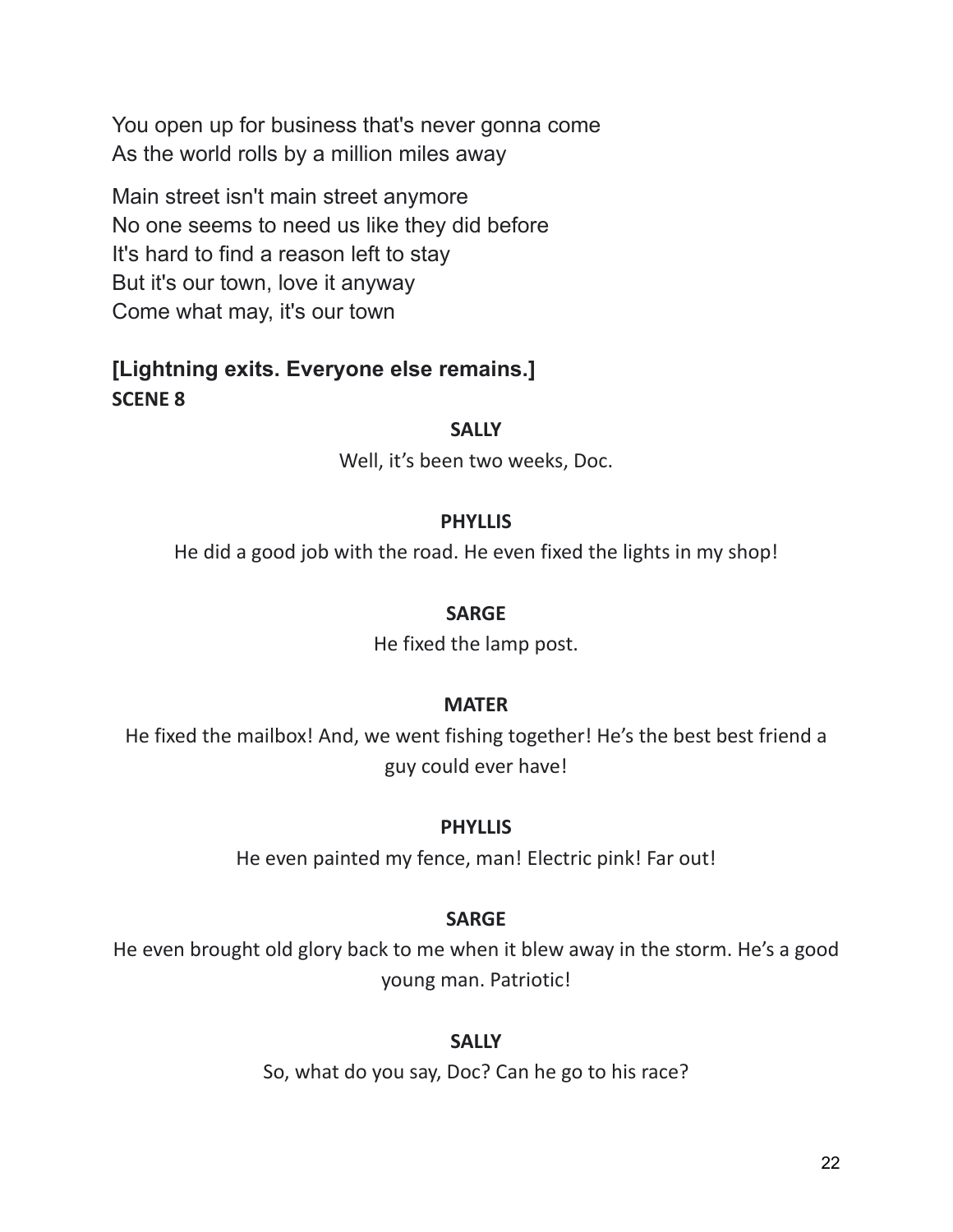You open up for business that's never gonna come
As the world rolls by a million miles away

Main street isn't main street anymore
No one seems to need us like they did before
It's hard to find a reason left to stay
But it's our town, love it anyway
Come what may, it's our town

**[Lightning exits. Everyone else remains.]**

**SCENE 8**

**SALLY**

Well, it's been two weeks, Doc.

**PHYLLIS**

He did a good job with the road. He even fixed the lights in my shop!

**SARGE**

He fixed the lamp post.

**MATER**

He fixed the mailbox! And, we went fishing together! He's the best best friend a guy could ever have!

**PHYLLIS**

He even painted my fence, man! Electric pink! Far out!

**SARGE**

He even brought old glory back to me when it blew away in the storm. He's a good young man. Patriotic!

**SALLY**

So, what do you say, Doc? Can he go to his race?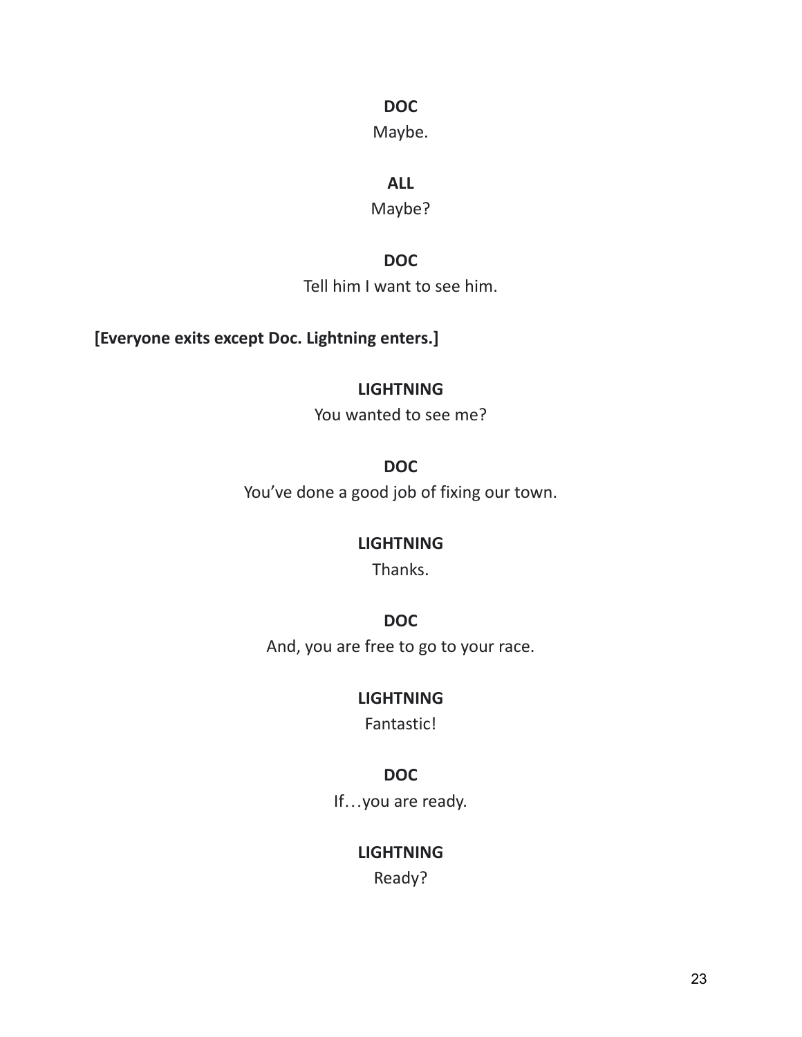**DOC**

Maybe.

**ALL**

Maybe?

**DOC**

Tell him I want to see him.

**[Everyone exits except Doc. Lightning enters.]**

**LIGHTNING**

You wanted to see me?

**DOC**

You've done a good job of fixing our town.

**LIGHTNING**

Thanks.

**DOC**

And, you are free to go to your race.

**LIGHTNING**

Fantastic!

**DOC**

If…you are ready.

**LIGHTNING**

Ready?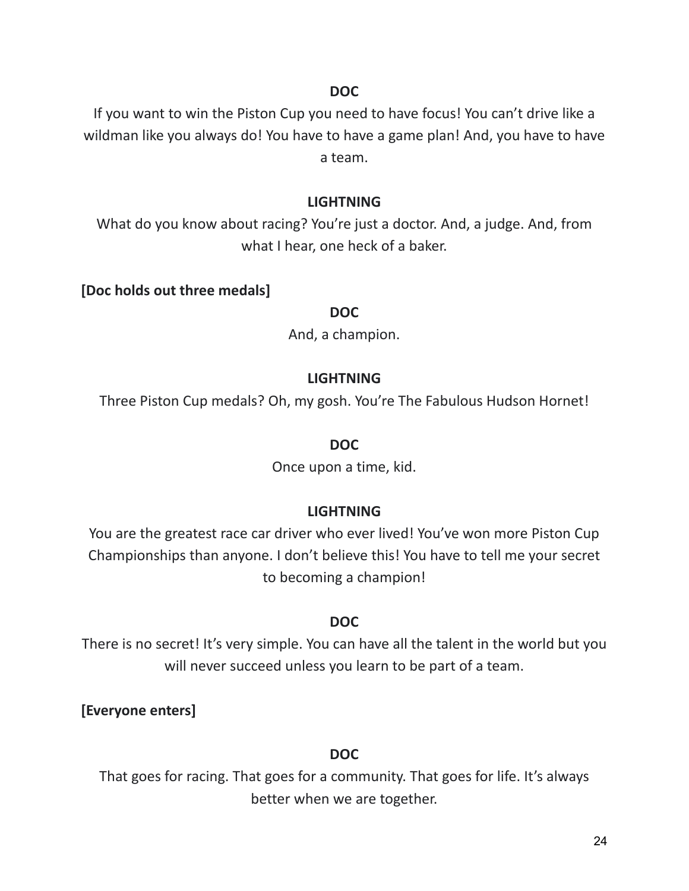**DOC**

If you want to win the Piston Cup you need to have focus! You can't drive like a wildman like you always do! You have to have a game plan! And, you have to have a team.

**LIGHTNING**

What do you know about racing? You're just a doctor. And, a judge. And, from what I hear, one heck of a baker.

**[Doc holds out three medals]**

**DOC**

And, a champion.

**LIGHTNING**

Three Piston Cup medals? Oh, my gosh. You're The Fabulous Hudson Hornet!

**DOC**

Once upon a time, kid.

**LIGHTNING**

You are the greatest race car driver who ever lived! You've won more Piston Cup Championships than anyone. I don't believe this! You have to tell me your secret to becoming a champion!

**DOC**

There is no secret! It's very simple. You can have all the talent in the world but you will never succeed unless you learn to be part of a team.

**[Everyone enters]**

**DOC**

That goes for racing. That goes for a community. That goes for life. It's always better when we are together.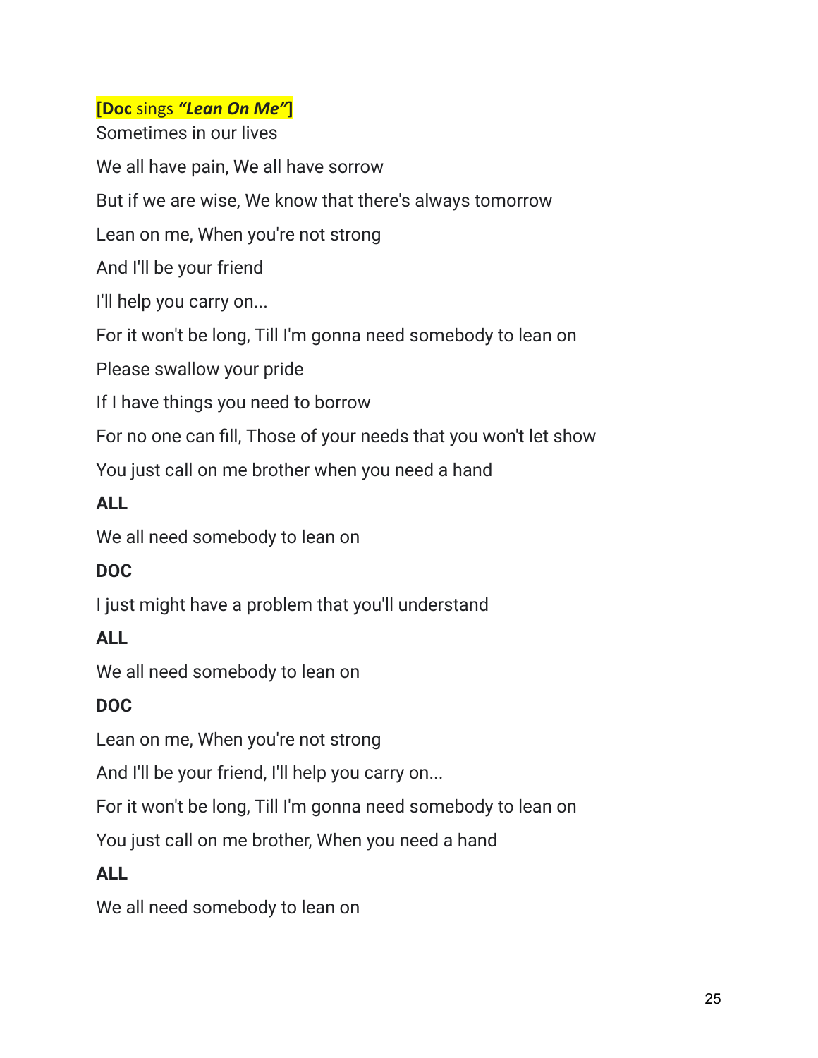**[Doc sings *"Lean On Me"*]**

Sometimes in our lives

We all have pain, We all have sorrow

But if we are wise, We know that there's always tomorrow

Lean on me, When you're not strong

And I'll be your friend

I'll help you carry on...

For it won't be long, Till I'm gonna need somebody to lean on

Please swallow your pride

If I have things you need to borrow

For no one can fill, Those of your needs that you won't let show

You just call on me brother when you need a hand

**ALL**

We all need somebody to lean on

**DOC**

I just might have a problem that you'll understand

**ALL**

We all need somebody to lean on

**DOC**

Lean on me, When you're not strong

And I'll be your friend, I'll help you carry on...

For it won't be long, Till I'm gonna need somebody to lean on

You just call on me brother, When you need a hand

**ALL**

We all need somebody to lean on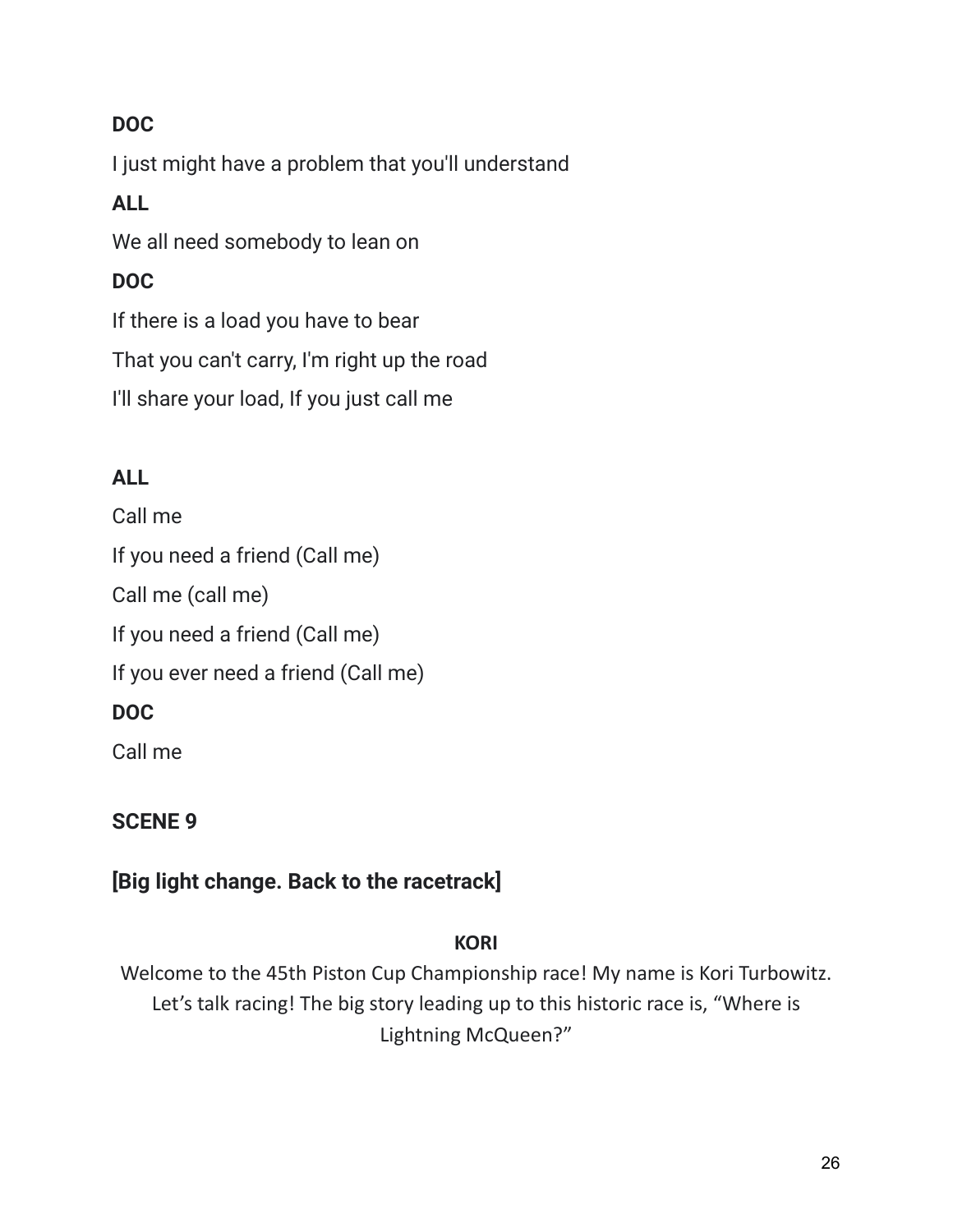**DOC**

I just might have a problem that you'll understand

**ALL**

We all need somebody to lean on

**DOC**

If there is a load you have to bear

That you can't carry, I'm right up the road

I'll share your load, If you just call me

**ALL**

Call me

If you need a friend (Call me)

Call me (call me)

If you need a friend (Call me)

If you ever need a friend (Call me)

**DOC**

Call me

## SCENE 9

### [Big light change. Back to the racetrack]

**KORI**

Welcome to the 45th Piston Cup Championship race! My name is Kori Turbowitz. Let's talk racing! The big story leading up to this historic race is, "Where is Lightning McQueen?"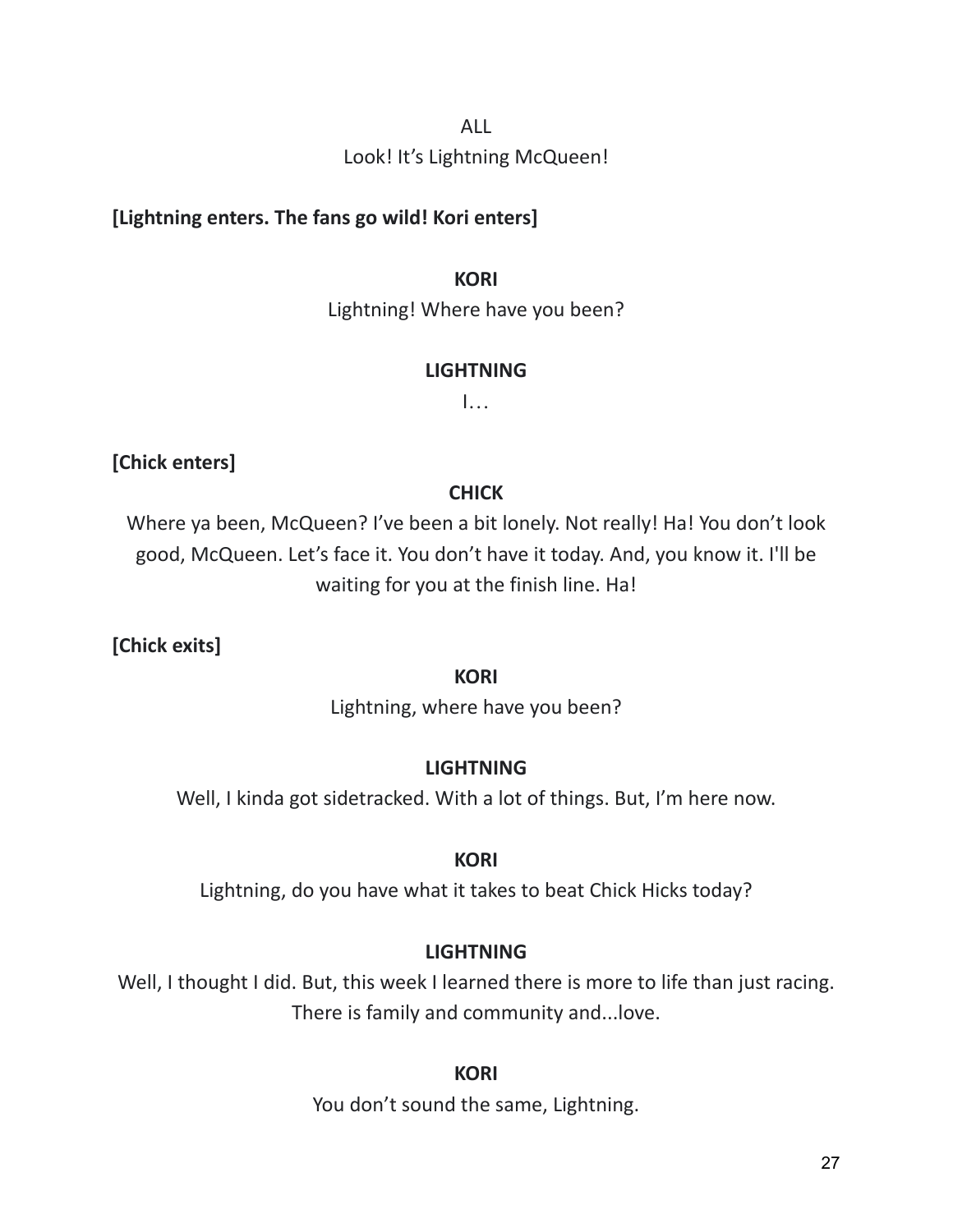ALL

Look! It's Lightning McQueen!

**[Lightning enters. The fans go wild! Kori enters]**

**KORI**

Lightning! Where have you been?

**LIGHTNING**

I…

**[Chick enters]**

**CHICK**

Where ya been, McQueen? I've been a bit lonely. Not really! Ha! You don't look good, McQueen. Let's face it. You don't have it today. And, you know it. I'll be waiting for you at the finish line. Ha!

**[Chick exits]**

**KORI**

Lightning, where have you been?

**LIGHTNING**

Well, I kinda got sidetracked. With a lot of things. But, I'm here now.

**KORI**

Lightning, do you have what it takes to beat Chick Hicks today?

**LIGHTNING**

Well, I thought I did. But, this week I learned there is more to life than just racing. There is family and community and...love.

**KORI**

You don't sound the same, Lightning.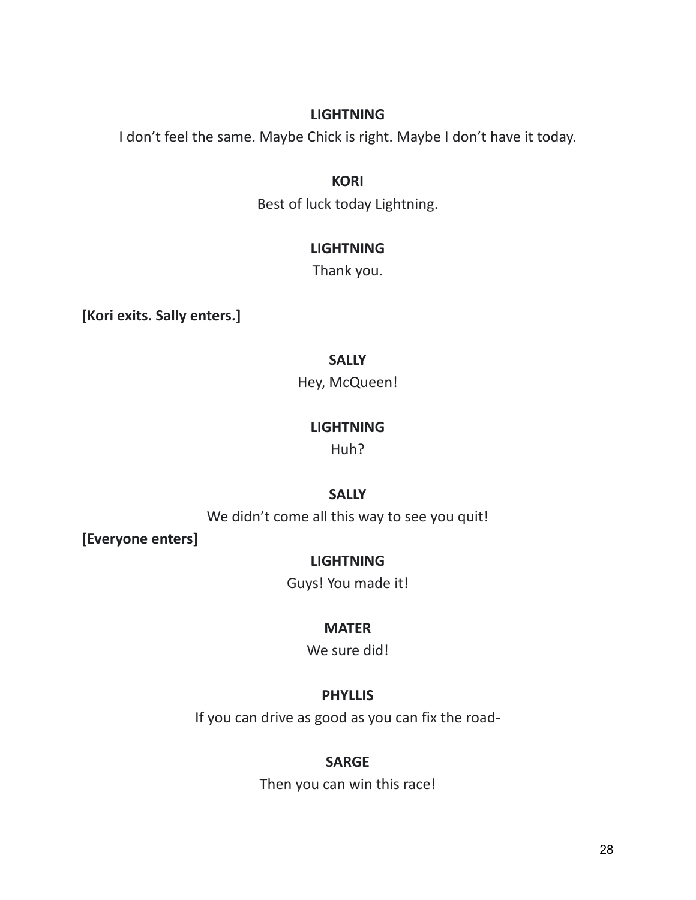**LIGHTNING**

I don't feel the same. Maybe Chick is right. Maybe I don't have it today.

**KORI**

Best of luck today Lightning.

**LIGHTNING**

Thank you.

**[Kori exits. Sally enters.]**

**SALLY**

Hey, McQueen!

**LIGHTNING**

Huh?

**SALLY**

We didn't come all this way to see you quit!

**[Everyone enters]**

**LIGHTNING**

Guys! You made it!

**MATER**

We sure did!

**PHYLLIS**

If you can drive as good as you can fix the road-

**SARGE**

Then you can win this race!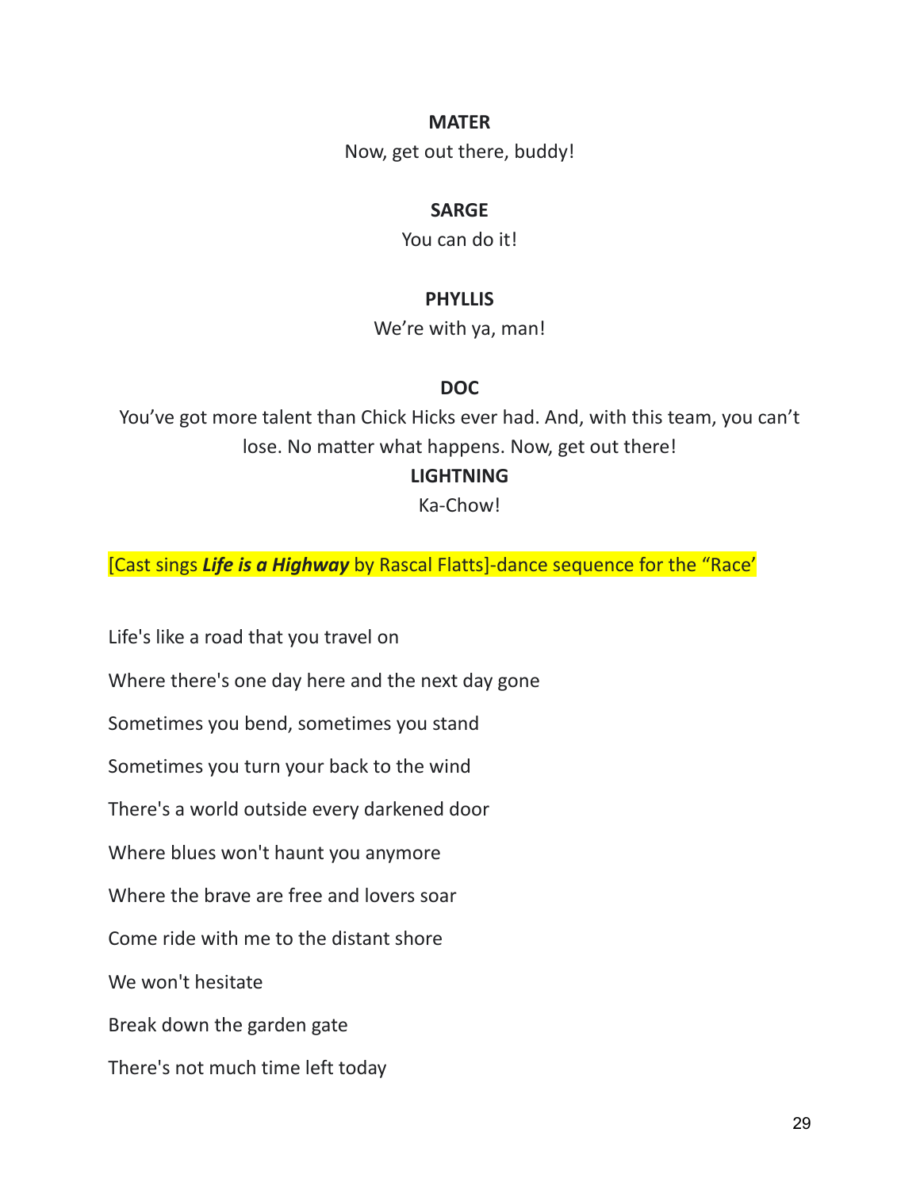**MATER**

Now, get out there, buddy!

**SARGE**

You can do it!

**PHYLLIS**

We're with ya, man!

**DOC**

You've got more talent than Chick Hicks ever had. And, with this team, you can't lose. No matter what happens. Now, get out there!

**LIGHTNING**

Ka-Chow!

[Cast sings ***Life is a Highway*** by Rascal Flatts]-dance sequence for the "Race'

Life's like a road that you travel on

Where there's one day here and the next day gone

Sometimes you bend, sometimes you stand

Sometimes you turn your back to the wind

There's a world outside every darkened door

Where blues won't haunt you anymore

Where the brave are free and lovers soar

Come ride with me to the distant shore

We won't hesitate

Break down the garden gate

There's not much time left today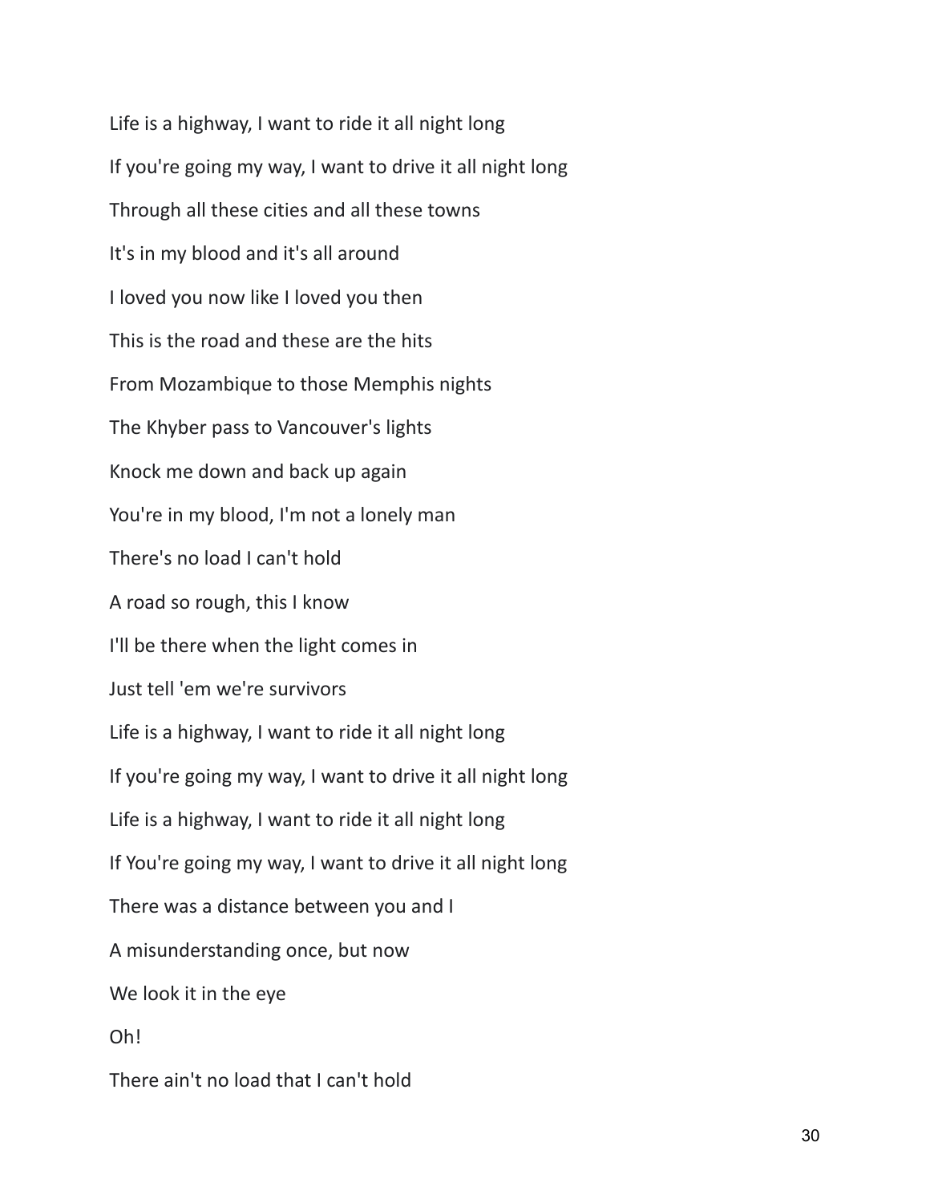Life is a highway, I want to ride it all night long

If you're going my way, I want to drive it all night long

Through all these cities and all these towns

It's in my blood and it's all around

I loved you now like I loved you then

This is the road and these are the hits

From Mozambique to those Memphis nights

The Khyber pass to Vancouver's lights

Knock me down and back up again

You're in my blood, I'm not a lonely man

There's no load I can't hold

A road so rough, this I know

I'll be there when the light comes in

Just tell 'em we're survivors

Life is a highway, I want to ride it all night long

If you're going my way, I want to drive it all night long

Life is a highway, I want to ride it all night long

If You're going my way, I want to drive it all night long

There was a distance between you and I

A misunderstanding once, but now

We look it in the eye

Oh!

There ain't no load that I can't hold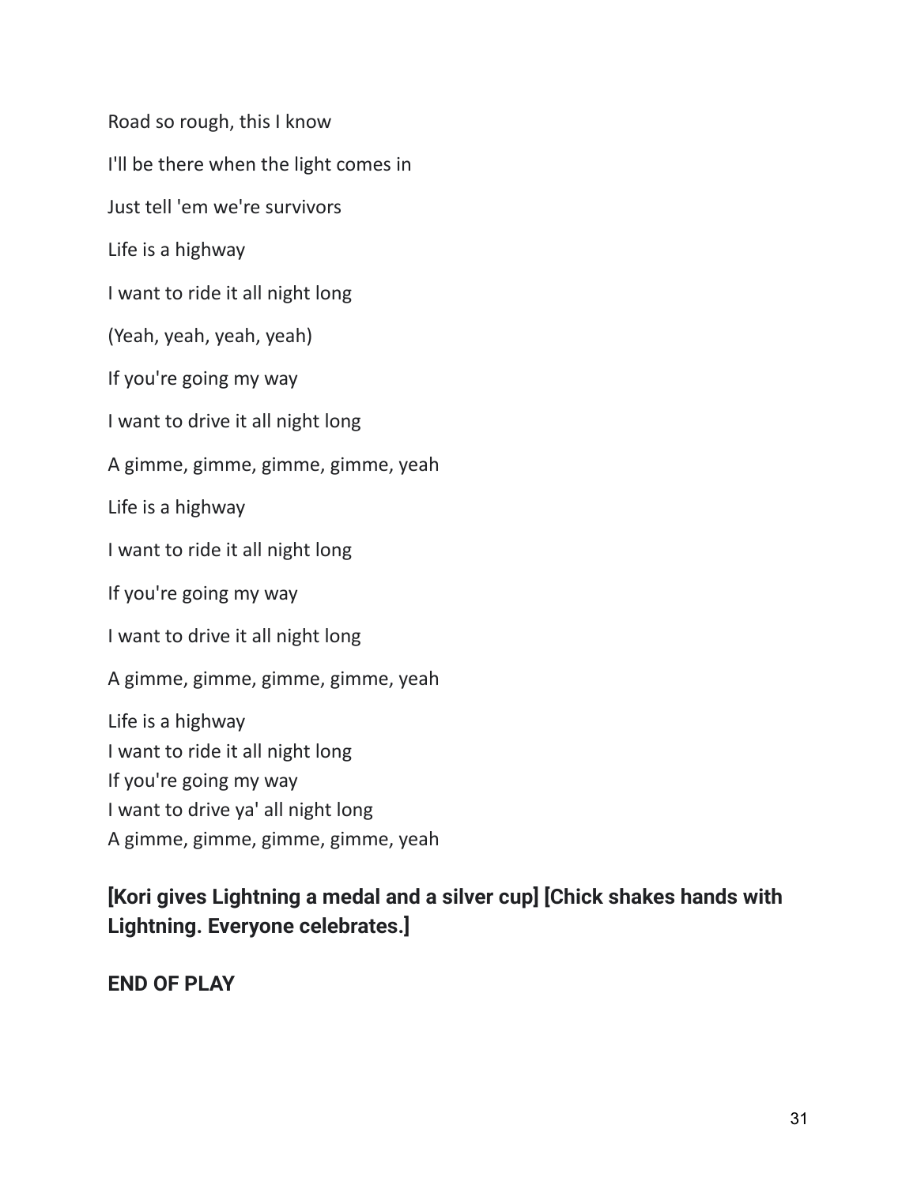Road so rough, this I know

I'll be there when the light comes in

Just tell 'em we're survivors

Life is a highway

I want to ride it all night long

(Yeah, yeah, yeah, yeah)

If you're going my way

I want to drive it all night long

A gimme, gimme, gimme, gimme, yeah

Life is a highway

I want to ride it all night long

If you're going my way

I want to drive it all night long

A gimme, gimme, gimme, gimme, yeah

Life is a highway
I want to ride it all night long
If you're going my way
I want to drive ya' all night long
A gimme, gimme, gimme, gimme, yeah

**[Kori gives Lightning a medal and a silver cup] [Chick shakes hands with Lightning. Everyone celebrates.]**

**END OF PLAY**